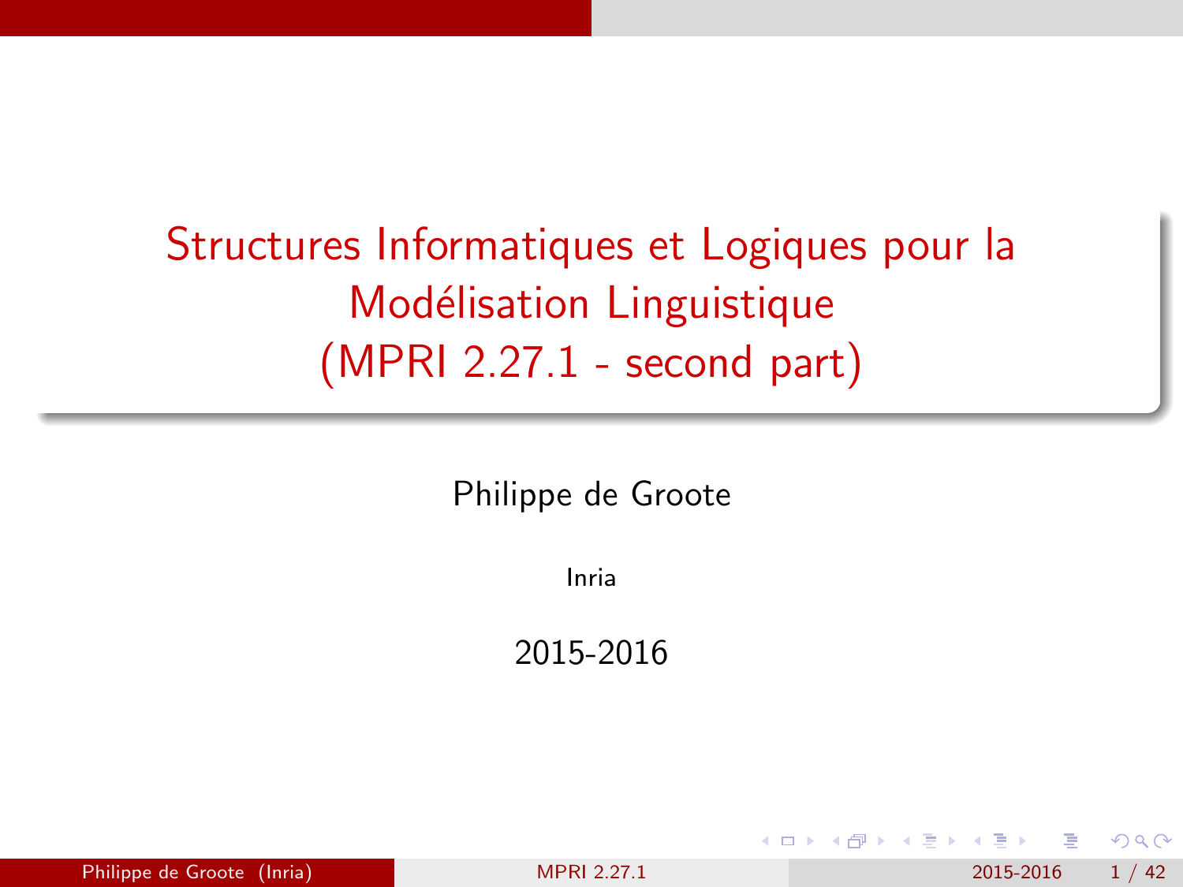# Structures Informatiques et Logiques pour la Modélisation Linguistique (MPRI 2.27.1 - second part)

Philippe de Groote

Inria

2015-2016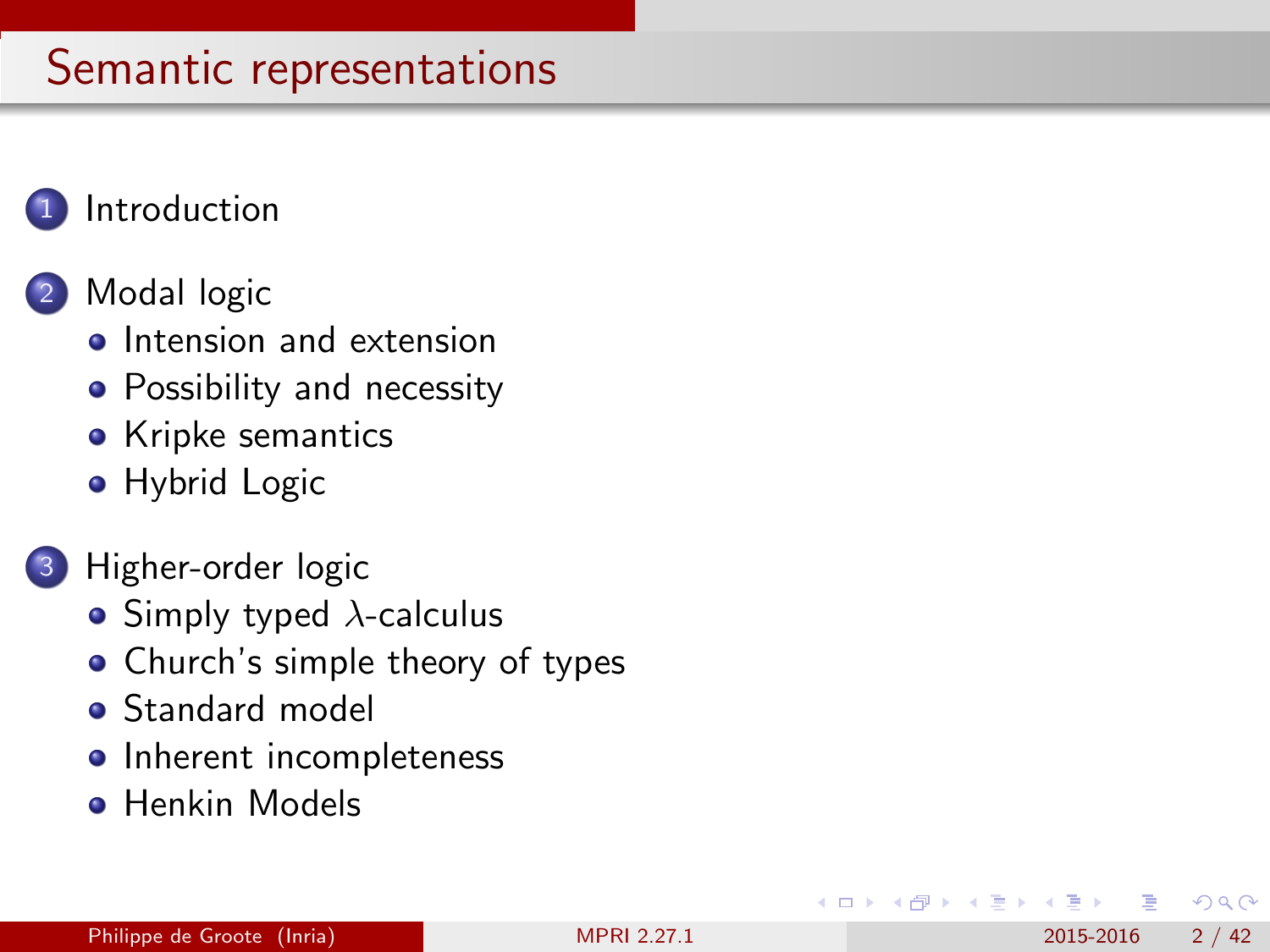# Semantic representations

1. Introduction

2. Modal logic
   - Intension and extension
   - Possibility and necessity
   - Kripke semantics
   - Hybrid Logic

3. Higher-order logic
   - Simply typed $\lambda$-calculus
   - Church's simple theory of types
   - Standard model
   - Inherent incompleteness
   - Henkin Models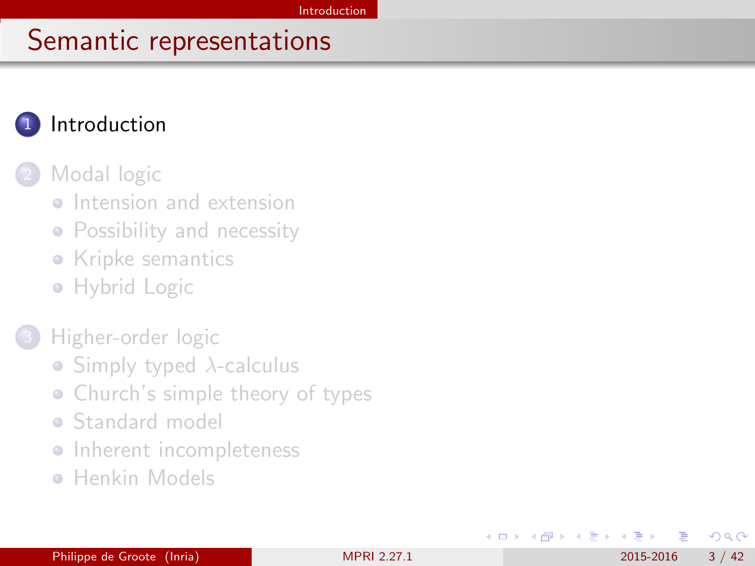# Semantic representations

1. Introduction

2. Modal logic
   - Intension and extension
   - Possibility and necessity
   - Kripke semantics
   - Hybrid Logic

3. Higher-order logic
   - Simply typed $\lambda$-calculus
   - Church's simple theory of types
   - Standard model
   - Inherent incompleteness
   - Henkin Models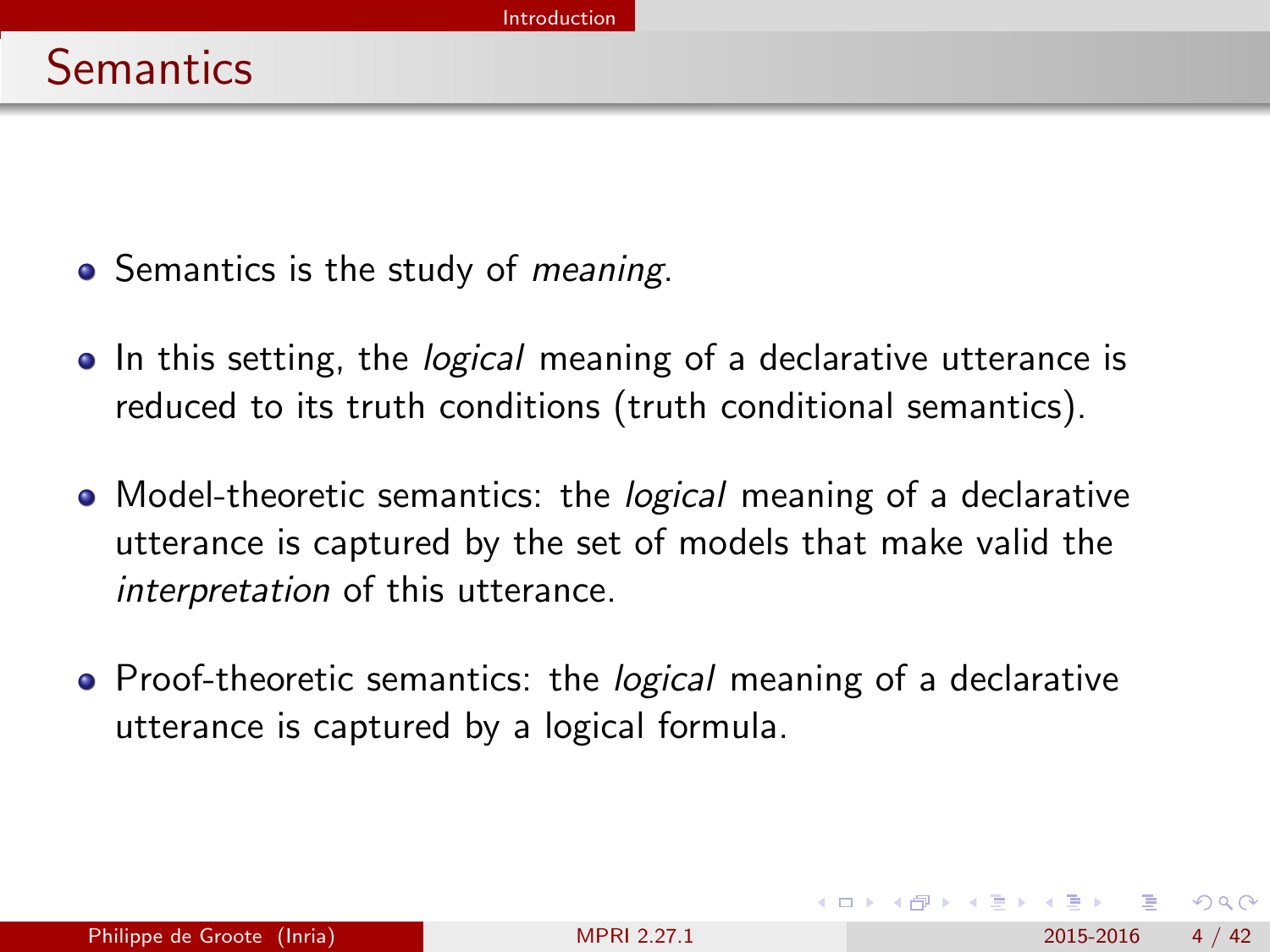# Semantics

- Semantics is the study of *meaning*.
- In this setting, the *logical* meaning of a declarative utterance is reduced to its truth conditions (truth conditional semantics).
- Model-theoretic semantics: the *logical* meaning of a declarative utterance is captured by the set of models that make valid the *interpretation* of this utterance.
- Proof-theoretic semantics: the *logical* meaning of a declarative utterance is captured by a logical formula.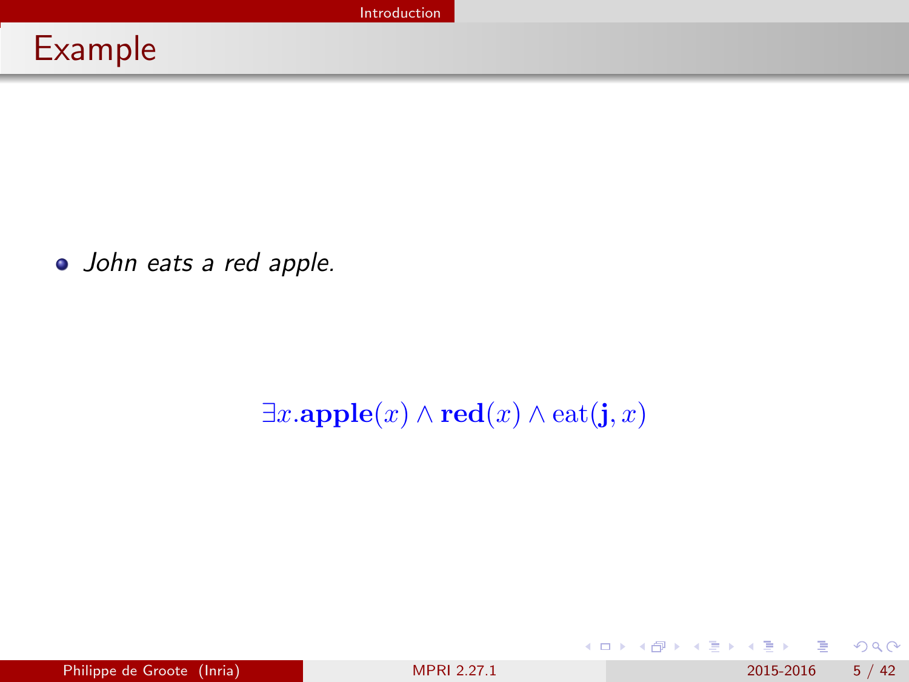# Example

- *John eats a red apple.*

$$\exists x.\mathbf{apple}(x) \wedge \mathbf{red}(x) \wedge \mathrm{eat}(\mathbf{j}, x)$$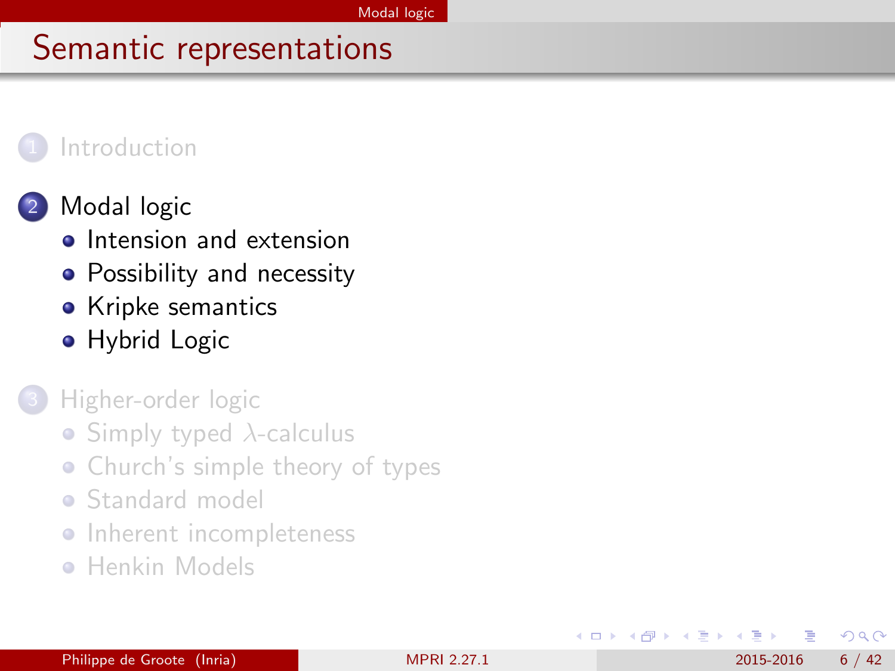# Semantic representations

1. Introduction

2. Modal logic
   - Intension and extension
   - Possibility and necessity
   - Kripke semantics
   - Hybrid Logic

3. Higher-order logic
   - Simply typed $\lambda$-calculus
   - Church's simple theory of types
   - Standard model
   - Inherent incompleteness
   - Henkin Models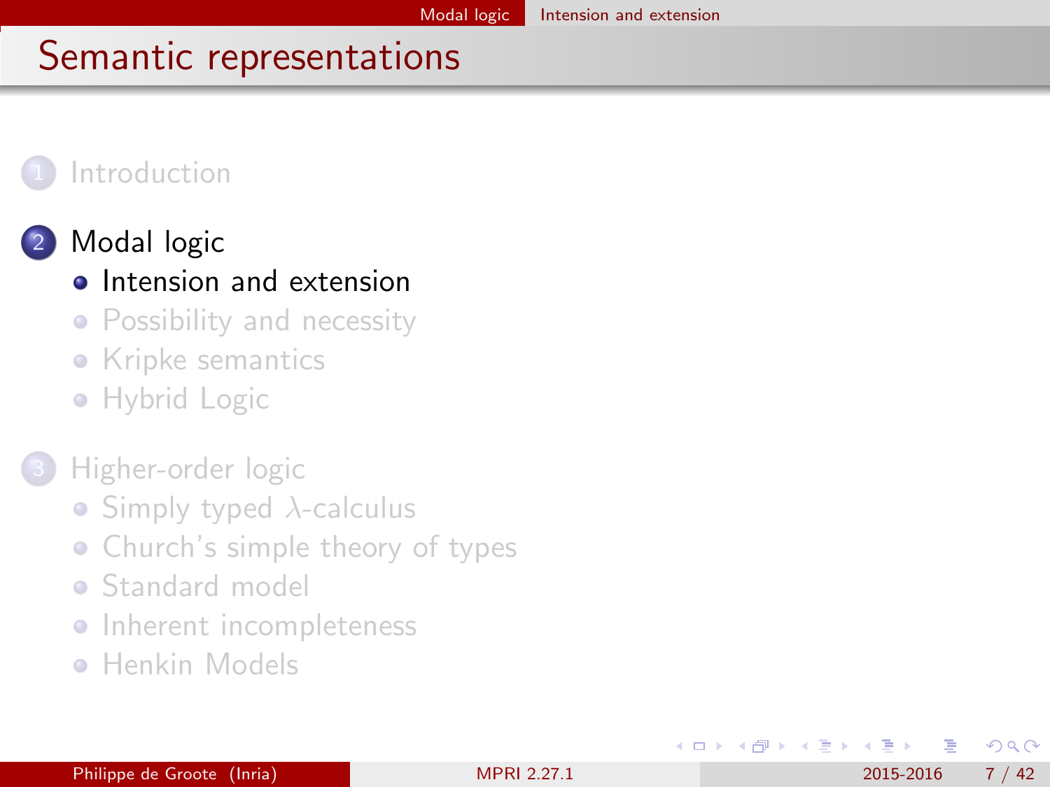# Semantic representations

1. Introduction

2. Modal logic
   - Intension and extension
   - Possibility and necessity
   - Kripke semantics
   - Hybrid Logic

3. Higher-order logic
   - Simply typed $\lambda$-calculus
   - Church's simple theory of types
   - Standard model
   - Inherent incompleteness
   - Henkin Models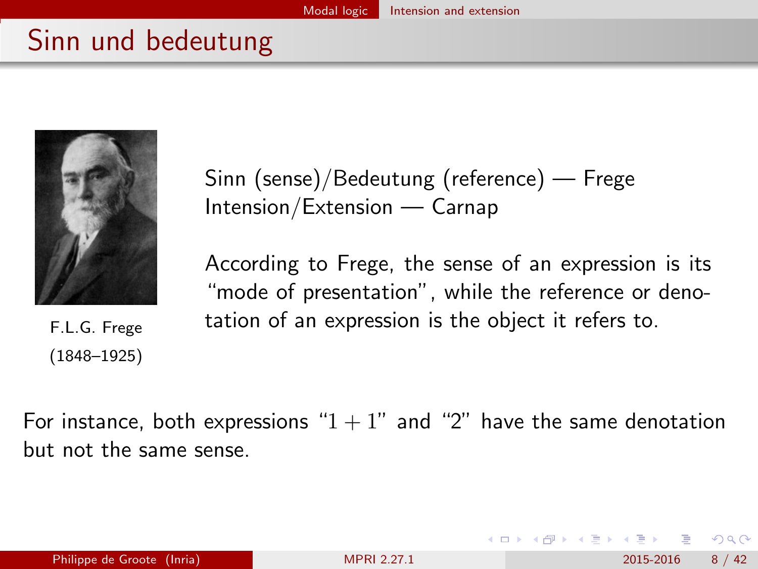# Sinn und bedeutung

F.L.G. Frege
(1848–1925)

Sinn (sense)/Bedeutung (reference) — Frege
Intension/Extension — Carnap

According to Frege, the sense of an expression is its "mode of presentation", while the reference or denotation of an expression is the object it refers to.

For instance, both expressions "$1 + 1$" and "2" have the same denotation but not the same sense.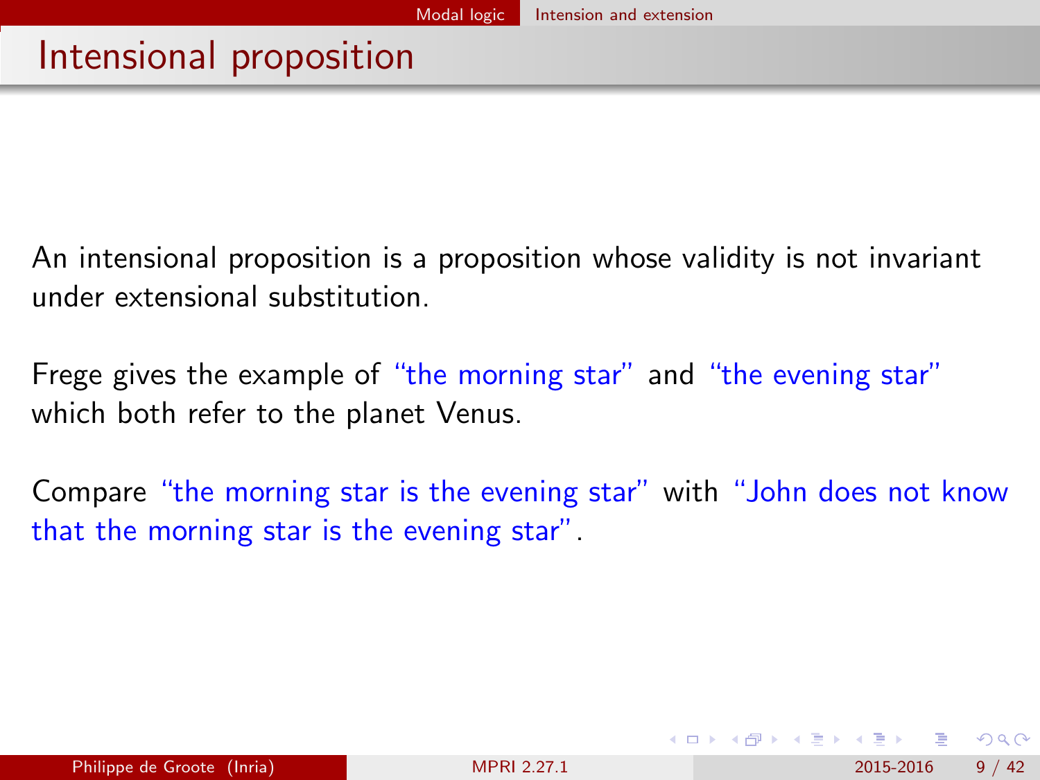# Intensional proposition

An intensional proposition is a proposition whose validity is not invariant under extensional substitution.

Frege gives the example of "the morning star" and "the evening star" which both refer to the planet Venus.

Compare "the morning star is the evening star" with "John does not know that the morning star is the evening star".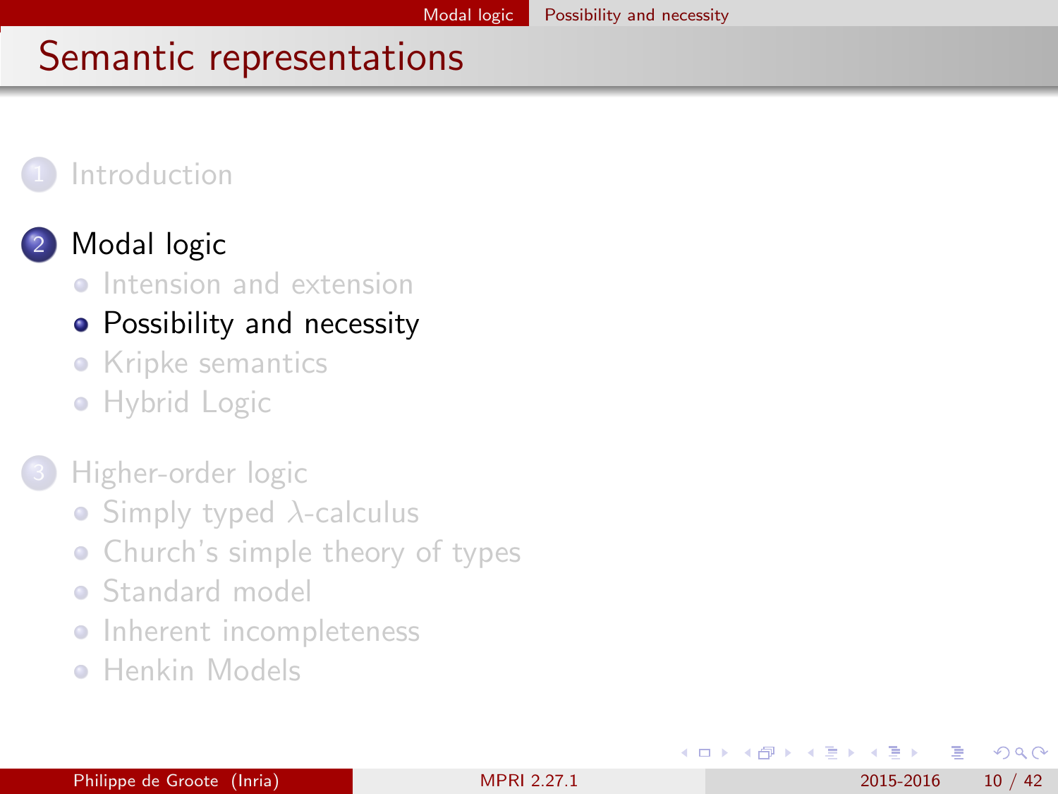# Semantic representations

1. Introduction

2. Modal logic
   - Intension and extension
   - Possibility and necessity
   - Kripke semantics
   - Hybrid Logic

3. Higher-order logic
   - Simply typed $\lambda$-calculus
   - Church's simple theory of types
   - Standard model
   - Inherent incompleteness
   - Henkin Models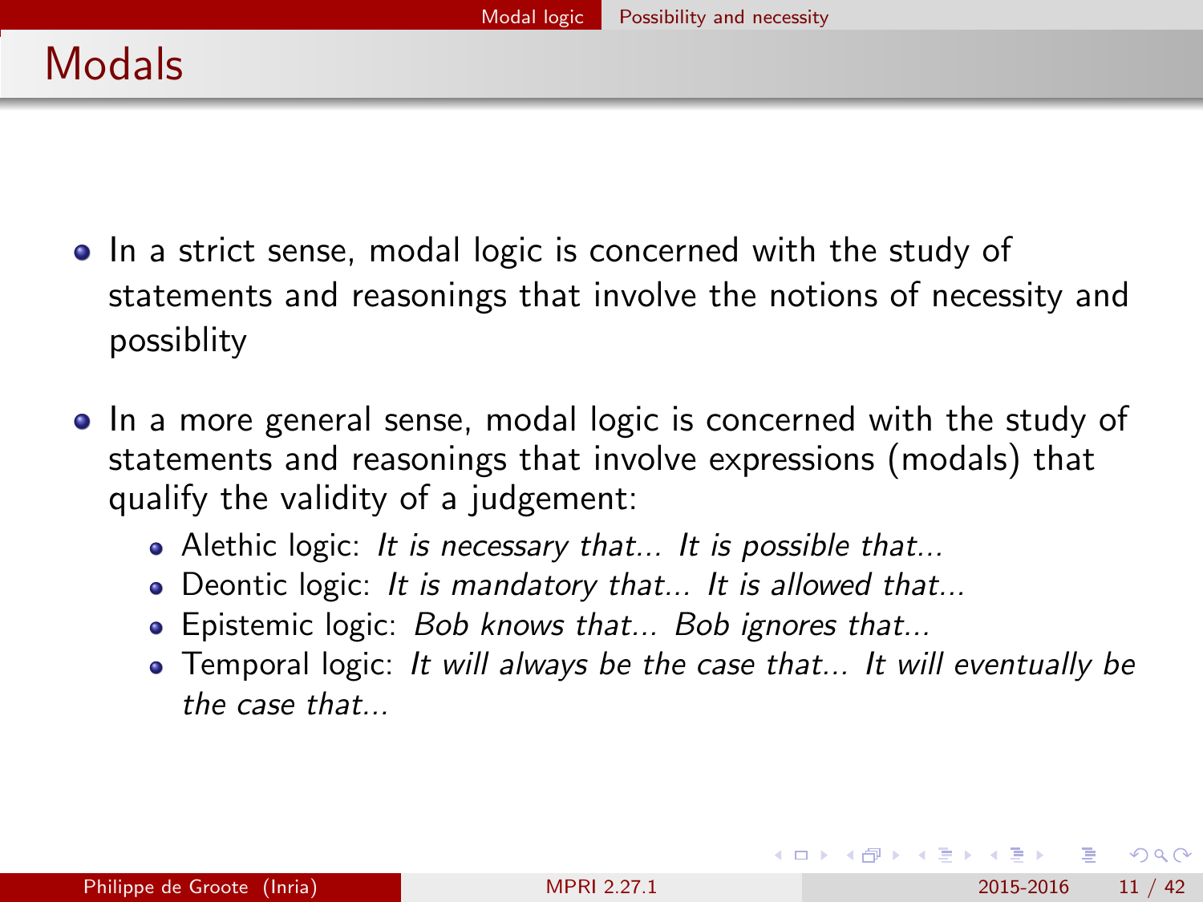# Modals

- In a strict sense, modal logic is concerned with the study of statements and reasonings that involve the notions of necessity and possiblity
- In a more general sense, modal logic is concerned with the study of statements and reasonings that involve expressions (modals) that qualify the validity of a judgement:
  - Alethic logic: *It is necessary that... It is possible that...*
  - Deontic logic: *It is mandatory that... It is allowed that...*
  - Epistemic logic: *Bob knows that... Bob ignores that...*
  - Temporal logic: *It will always be the case that... It will eventually be the case that...*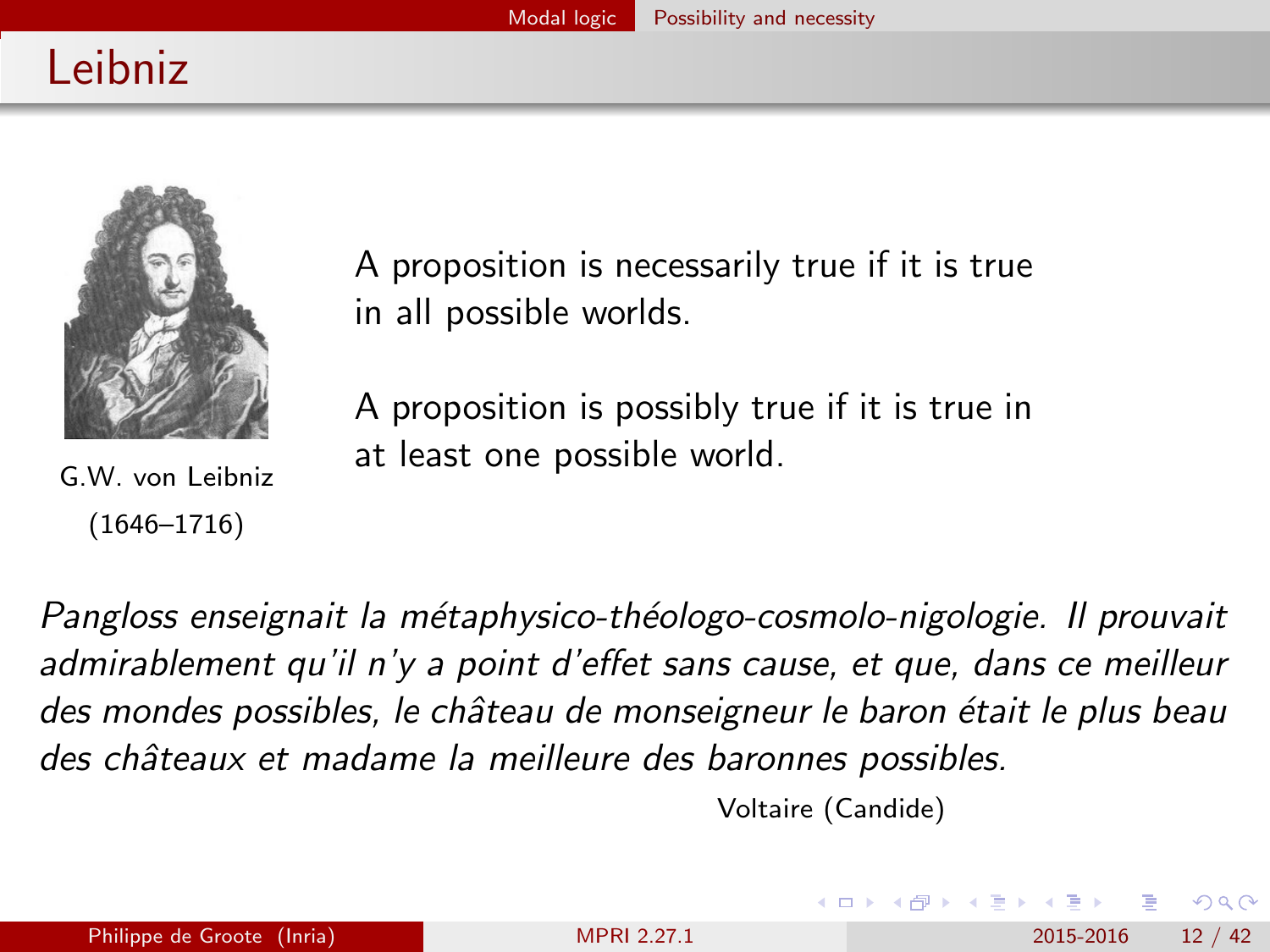# Leibniz

G.W. von Leibniz
(1646–1716)

A proposition is necessarily true if it is true in all possible worlds.

A proposition is possibly true if it is true in at least one possible world.

*Pangloss enseignait la métaphysico-théologo-cosmolo-nigologie. Il prouvait admirablement qu'il n'y a point d'effet sans cause, et que, dans ce meilleur des mondes possibles, le château de monseigneur le baron était le plus beau des châteaux et madame la meilleure des baronnes possibles.*

Voltaire (Candide)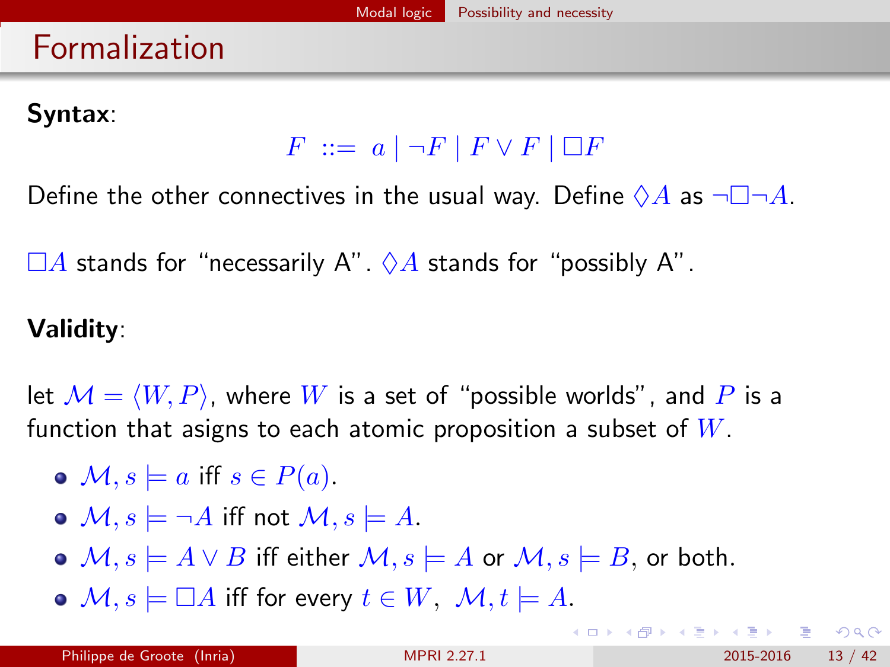# Formalization

**Syntax**:

$$F \ ::= \ a \mid \neg F \mid F \vee F \mid \Box F$$

Define the other connectives in the usual way. Define $\Diamond A$ as $\neg\Box\neg A$.

$\Box A$ stands for "necessarily A". $\Diamond A$ stands for "possibly A".

**Validity**:

let $\mathcal{M} = \langle W, P \rangle$, where $W$ is a set of "possible worlds", and $P$ is a function that asigns to each atomic proposition a subset of $W$.

- $\mathcal{M}, s \models a$ iff $s \in P(a)$.
- $\mathcal{M}, s \models \neg A$ iff not $\mathcal{M}, s \models A$.
- $\mathcal{M}, s \models A \vee B$ iff either $\mathcal{M}, s \models A$ or $\mathcal{M}, s \models B$, or both.
- $\mathcal{M}, s \models \Box A$ iff for every $t \in W$, $\mathcal{M}, t \models A$.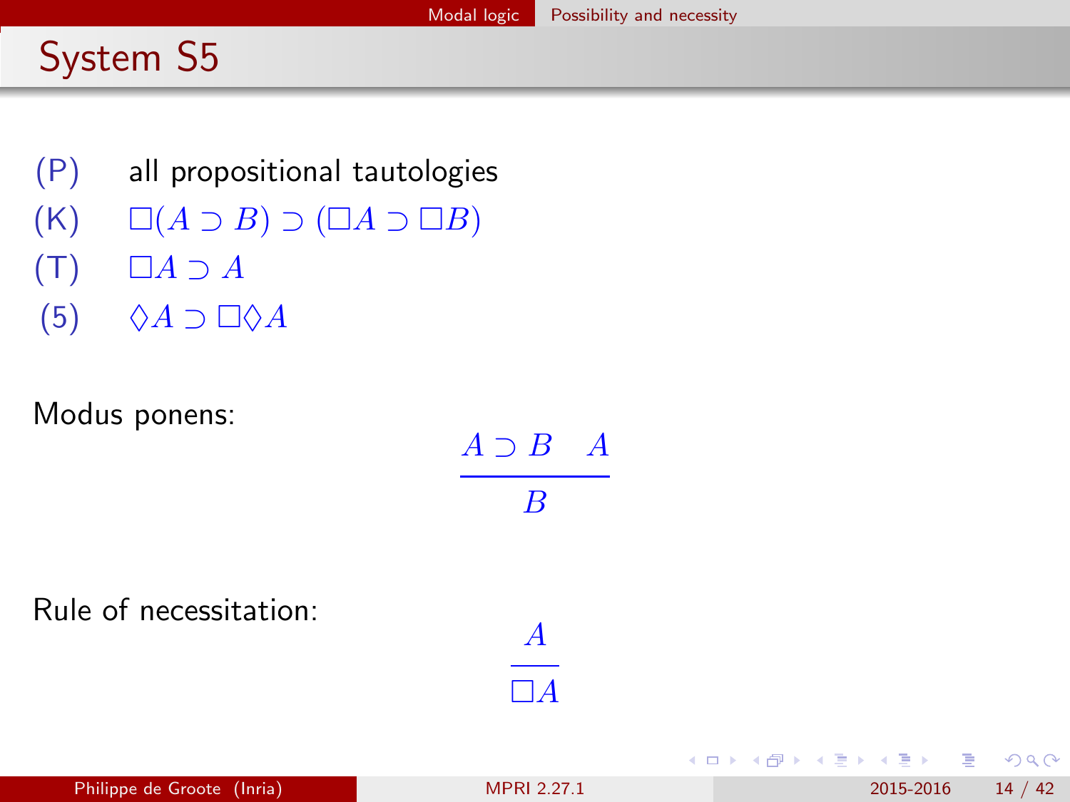# System S5

(P) all propositional tautologies

(K) $\Box(A \supset B) \supset (\Box A \supset \Box B)$

(T) $\Box A \supset A$

(5) $\Diamond A \supset \Box\Diamond A$

Modus ponens:

$$\frac{A \supset B \quad A}{B}$$

Rule of necessitation:

$$\frac{A}{\Box A}$$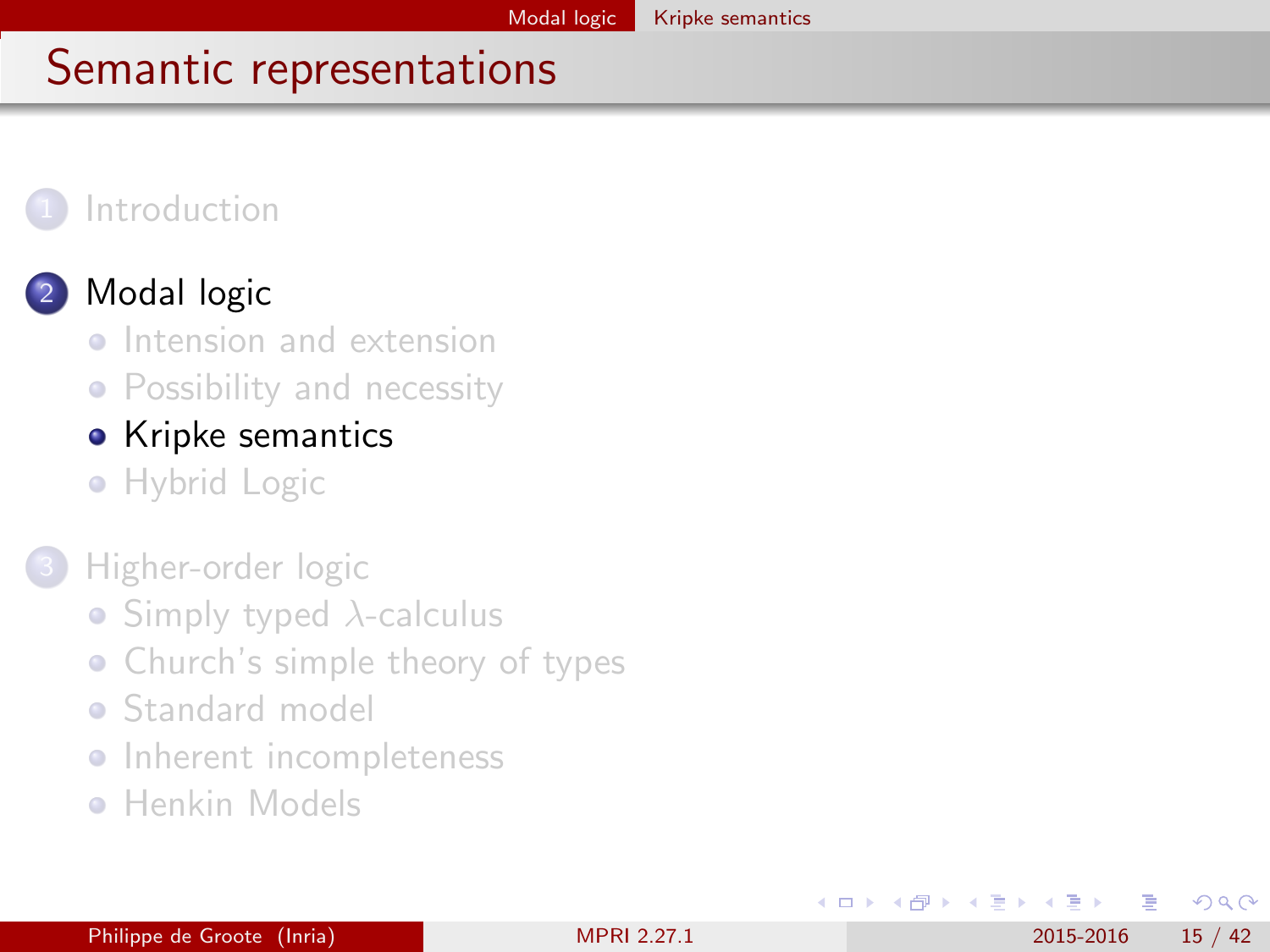# Semantic representations

1. Introduction

2. Modal logic
   - Intension and extension
   - Possibility and necessity
   - Kripke semantics
   - Hybrid Logic

3. Higher-order logic
   - Simply typed $\lambda$-calculus
   - Church's simple theory of types
   - Standard model
   - Inherent incompleteness
   - Henkin Models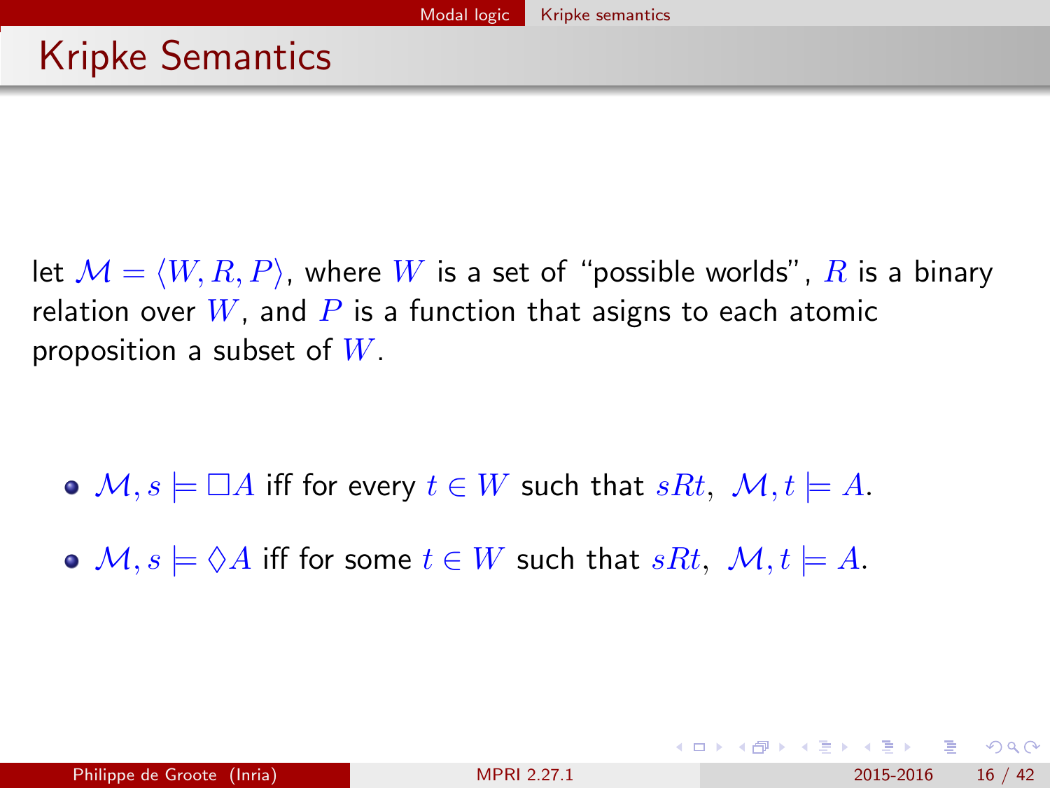# Kripke Semantics

let $\mathcal{M} = \langle W, R, P \rangle$, where $W$ is a set of "possible worlds", $R$ is a binary relation over $W$, and $P$ is a function that asigns to each atomic proposition a subset of $W$.

- $\mathcal{M}, s \models \Box A$ iff for every $t \in W$ such that $sRt$, $\mathcal{M}, t \models A$.
- $\mathcal{M}, s \models \Diamond A$ iff for some $t \in W$ such that $sRt$, $\mathcal{M}, t \models A$.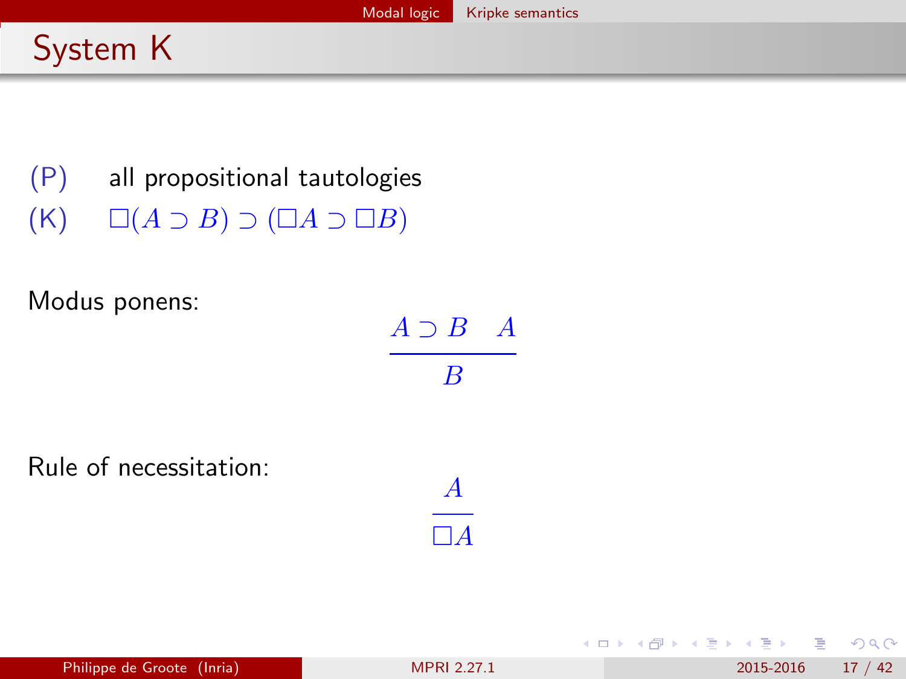# System K

(P) all propositional tautologies

(K) $\Box(A \supset B) \supset (\Box A \supset \Box B)$

Modus ponens:

$$\frac{A \supset B \quad A}{B}$$

Rule of necessitation:

$$\frac{A}{\Box A}$$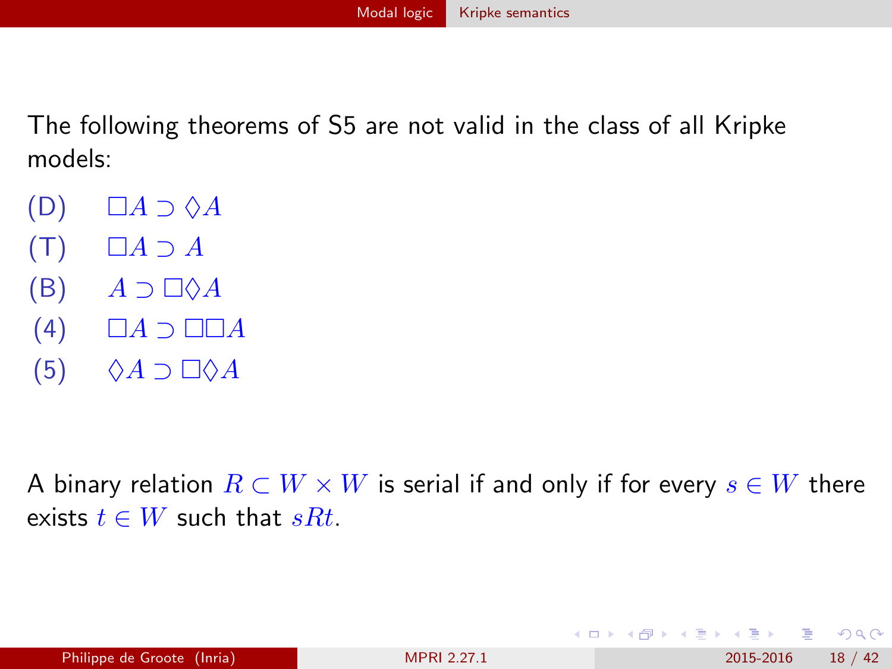The following theorems of S5 are not valid in the class of all Kripke models:

(D) $\Box A \supset \Diamond A$

(T) $\Box A \supset A$

(B) $A \supset \Box\Diamond A$

(4) $\Box A \supset \Box\Box A$

(5) $\Diamond A \supset \Box\Diamond A$

A binary relation $R \subset W \times W$ is serial if and only if for every $s \in W$ there exists $t \in W$ such that $sRt$.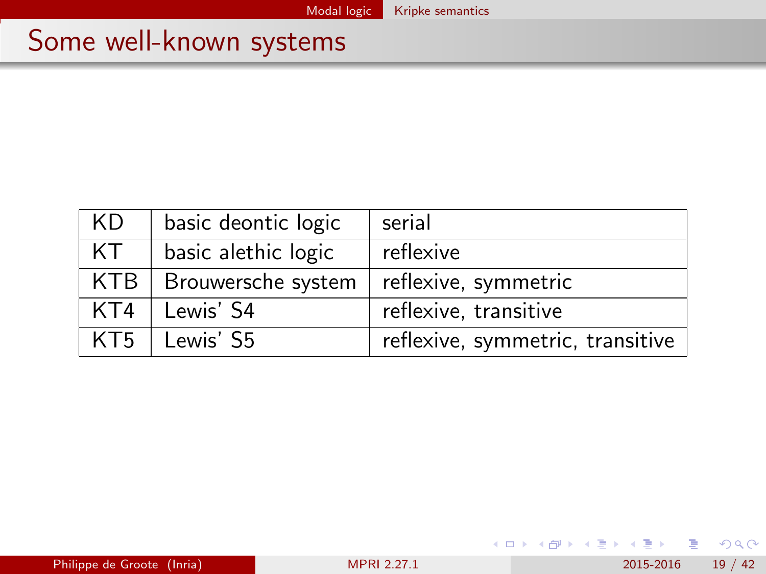# Some well-known systems

| KD | basic deontic logic | serial |
|---|---|---|
| KT | basic alethic logic | reflexive |
| KTB | Brouwersche system | reflexive, symmetric |
| KT4 | Lewis' S4 | reflexive, transitive |
| KT5 | Lewis' S5 | reflexive, symmetric, transitive |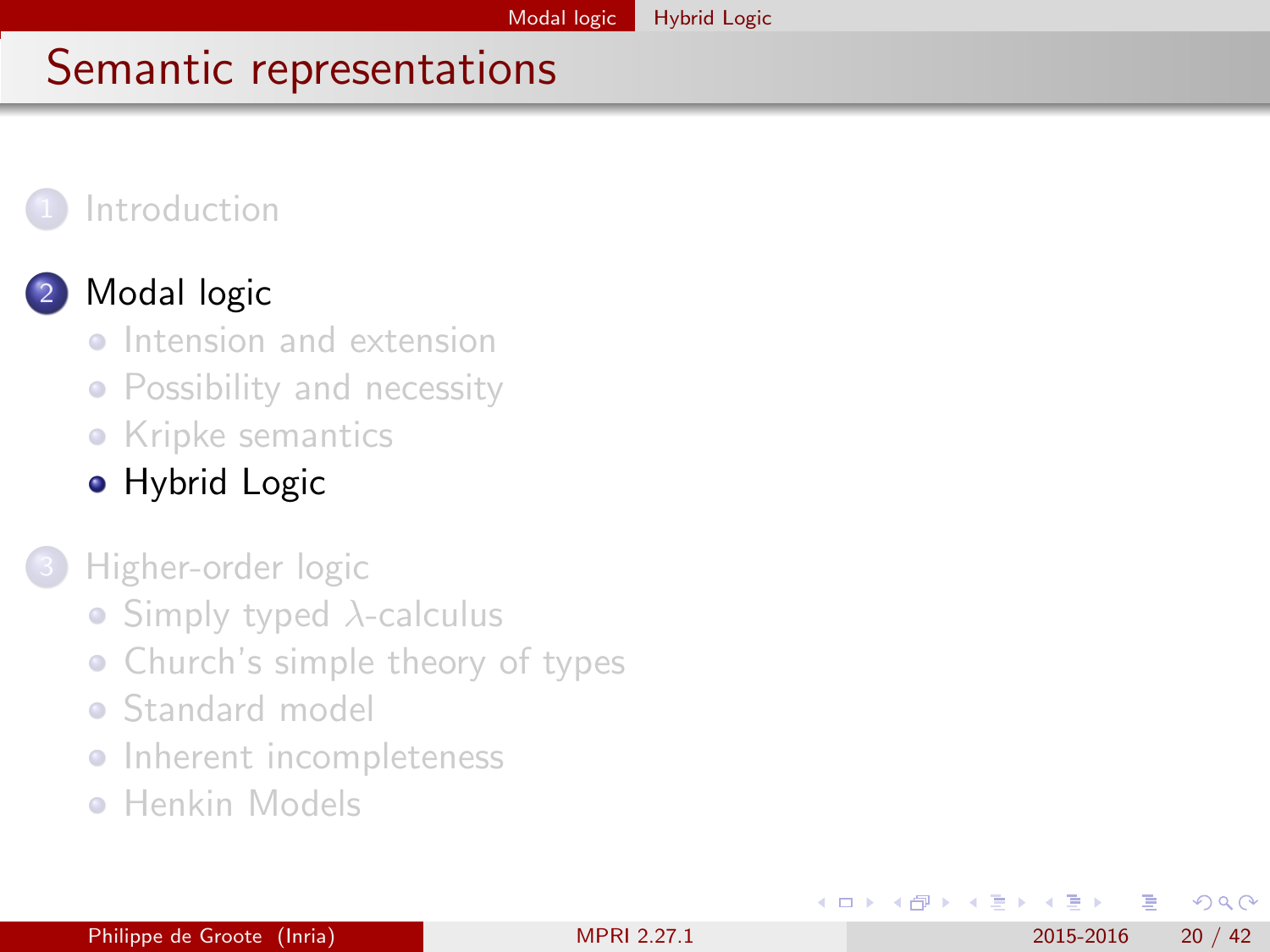# Semantic representations

1. Introduction
2. Modal logic
   - Intension and extension
   - Possibility and necessity
   - Kripke semantics
   - Hybrid Logic
3. Higher-order logic
   - Simply typed $\lambda$-calculus
   - Church's simple theory of types
   - Standard model
   - Inherent incompleteness
   - Henkin Models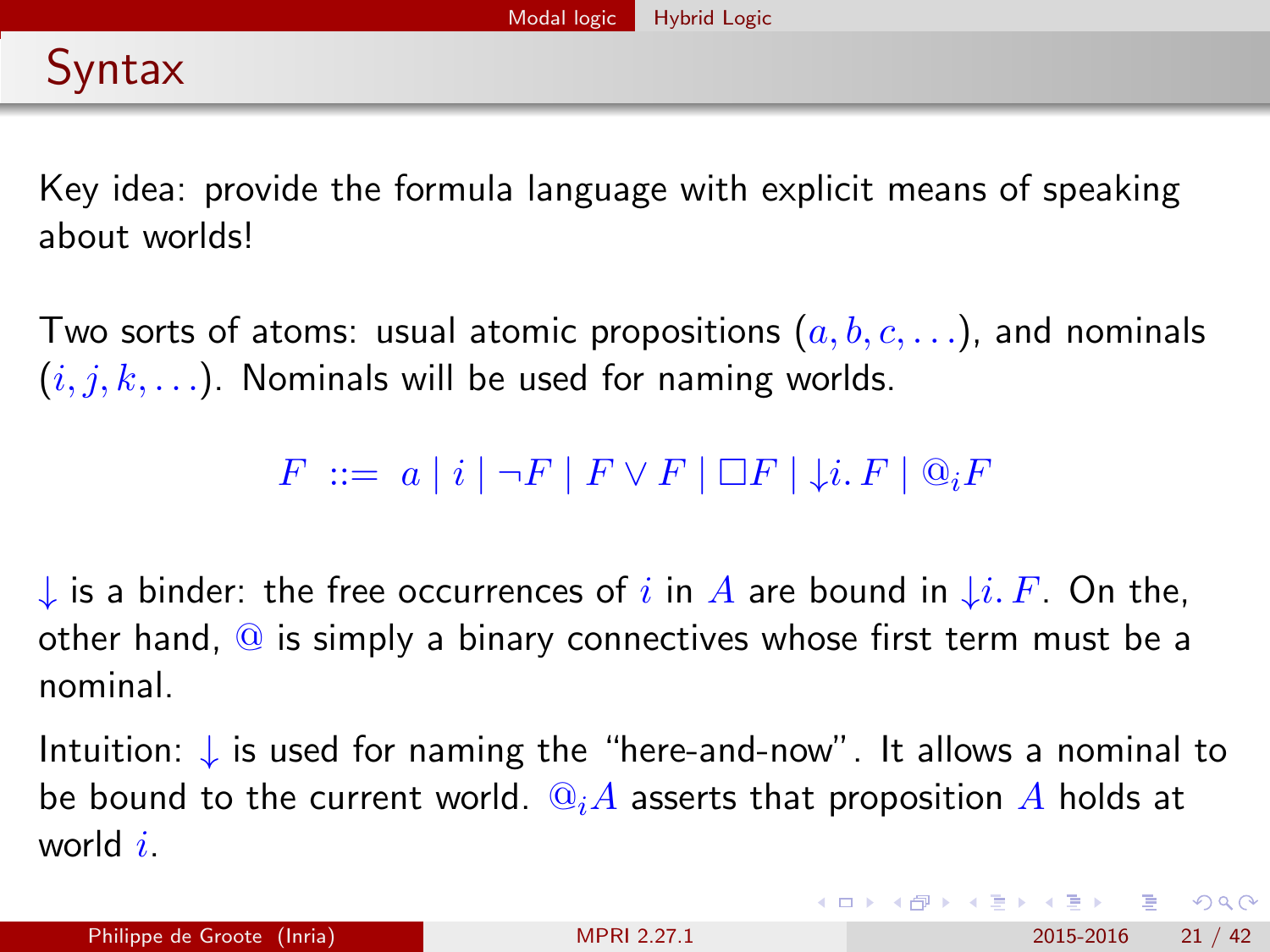# Syntax

Key idea: provide the formula language with explicit means of speaking about worlds!

Two sorts of atoms: usual atomic propositions ($a, b, c, \ldots$), and nominals ($i, j, k, \ldots$). Nominals will be used for naming worlds.

$$F ::= a \mid i \mid \neg F \mid F \vee F \mid \Box F \mid \downarrow i.\, F \mid @_i F$$

$\downarrow$ is a binder: the free occurrences of $i$ in $A$ are bound in $\downarrow i.\, F$. On the, other hand, $@$ is simply a binary connectives whose first term must be a nominal.

Intuition: $\downarrow$ is used for naming the "here-and-now". It allows a nominal to be bound to the current world. $@_i A$ asserts that proposition $A$ holds at world $i$.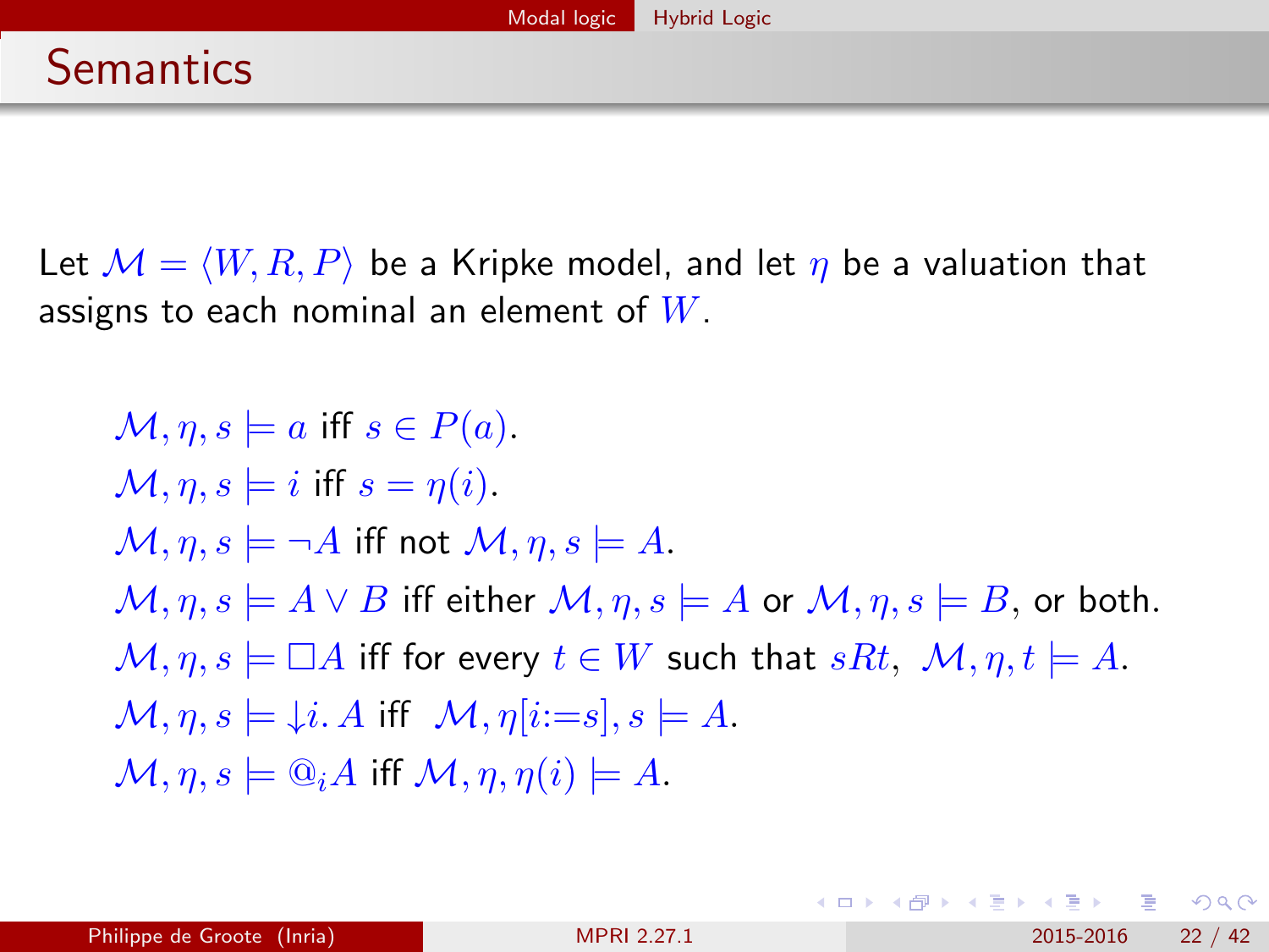# Semantics

Let $\mathcal{M} = \langle W, R, P \rangle$ be a Kripke model, and let $\eta$ be a valuation that assigns to each nominal an element of $W$.

$\mathcal{M}, \eta, s \models a$ iff $s \in P(a)$.

$\mathcal{M}, \eta, s \models i$ iff $s = \eta(i)$.

$\mathcal{M}, \eta, s \models \neg A$ iff not $\mathcal{M}, \eta, s \models A$.

$\mathcal{M}, \eta, s \models A \vee B$ iff either $\mathcal{M}, \eta, s \models A$ or $\mathcal{M}, \eta, s \models B$, or both.

$\mathcal{M}, \eta, s \models \Box A$ iff for every $t \in W$ such that $sRt$, $\mathcal{M}, \eta, t \models A$.

$\mathcal{M}, \eta, s \models \downarrow i.\, A$ iff $\mathcal{M}, \eta[i{:=}s], s \models A$.

$\mathcal{M}, \eta, s \models @_i A$ iff $\mathcal{M}, \eta, \eta(i) \models A$.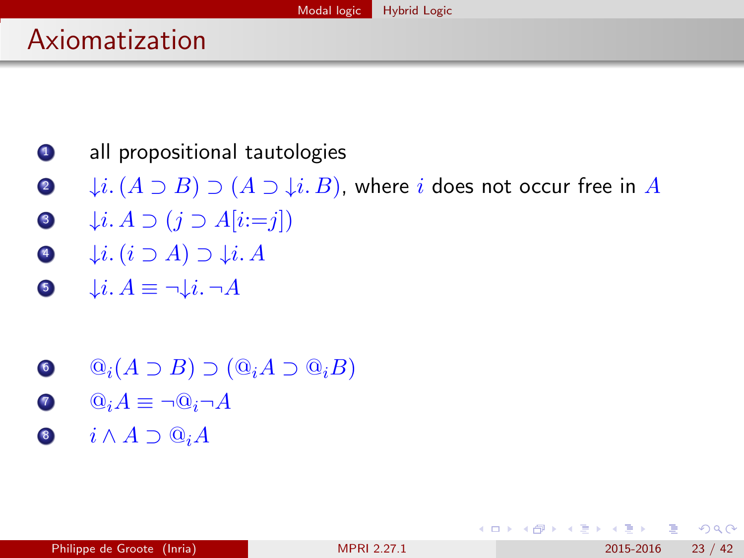# Axiomatization

1. all propositional tautologies
2. $\downarrow i.\,(A \supset B) \supset (A \supset \downarrow i.\,B)$, where $i$ does not occur free in $A$
3. $\downarrow i.\,A \supset (j \supset A[i{:=}j])$
4. $\downarrow i.\,(i \supset A) \supset \downarrow i.\,A$
5. $\downarrow i.\,A \equiv \neg{\downarrow} i.\,\neg A$

6. $@_i(A \supset B) \supset (@_i A \supset @_i B)$
7. $@_i A \equiv \neg @_i \neg A$
8. $i \wedge A \supset @_i A$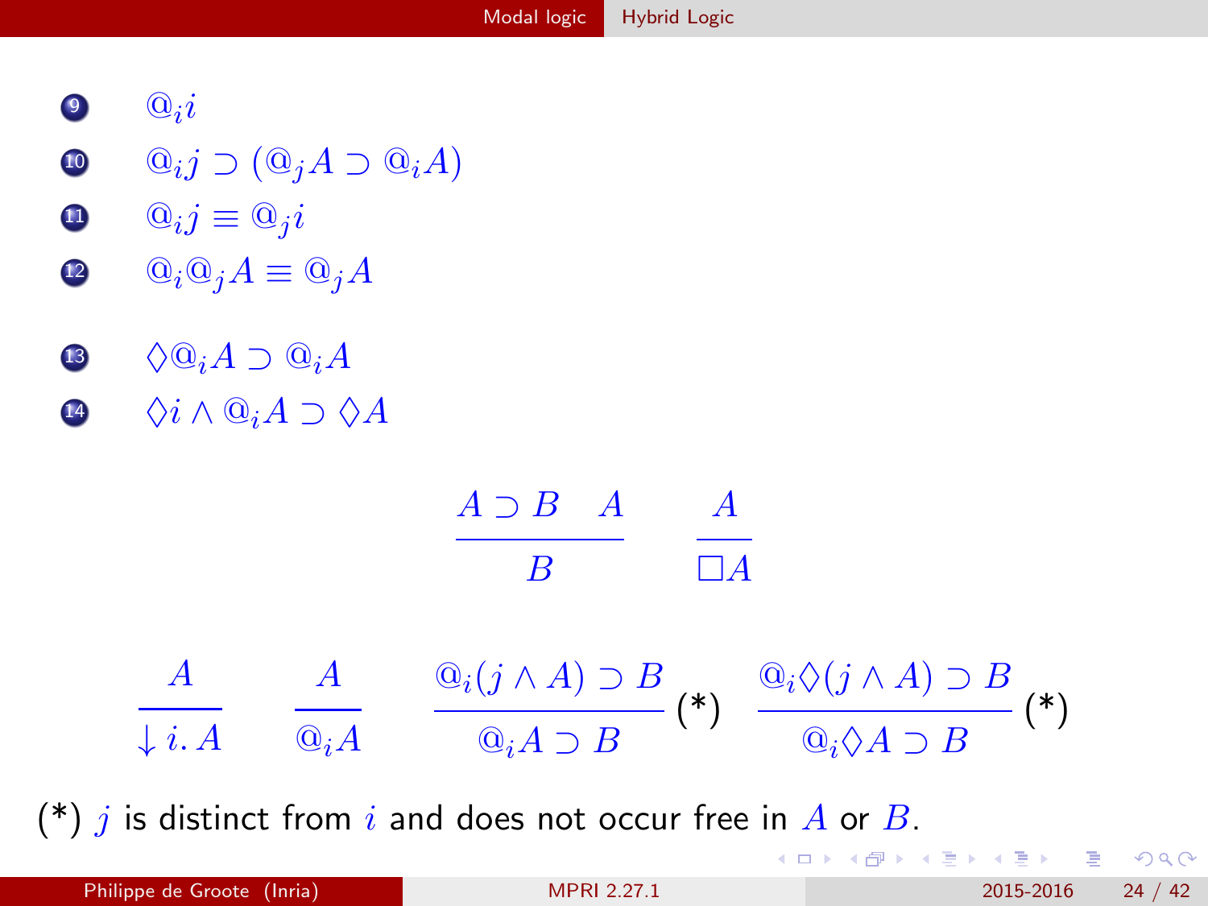9. $@_i i$
10. $@_i j \supset (@_j A \supset @_i A)$
11. $@_i j \equiv @_j i$
12. $@_i @_j A \equiv @_j A$
13. $\Diamond @_i A \supset @_i A$
14. $\Diamond i \wedge @_i A \supset \Diamond A$

$$\frac{A \supset B \quad A}{B} \qquad \frac{A}{\Box A}$$

$$\frac{A}{\downarrow i.\, A} \qquad \frac{A}{@_i A} \qquad \frac{@_i(j \wedge A) \supset B}{@_i A \supset B}\,(*) \qquad \frac{@_i \Diamond (j \wedge A) \supset B}{@_i \Diamond A \supset B}\,(*)$$

(*) $j$ is distinct from $i$ and does not occur free in $A$ or $B$.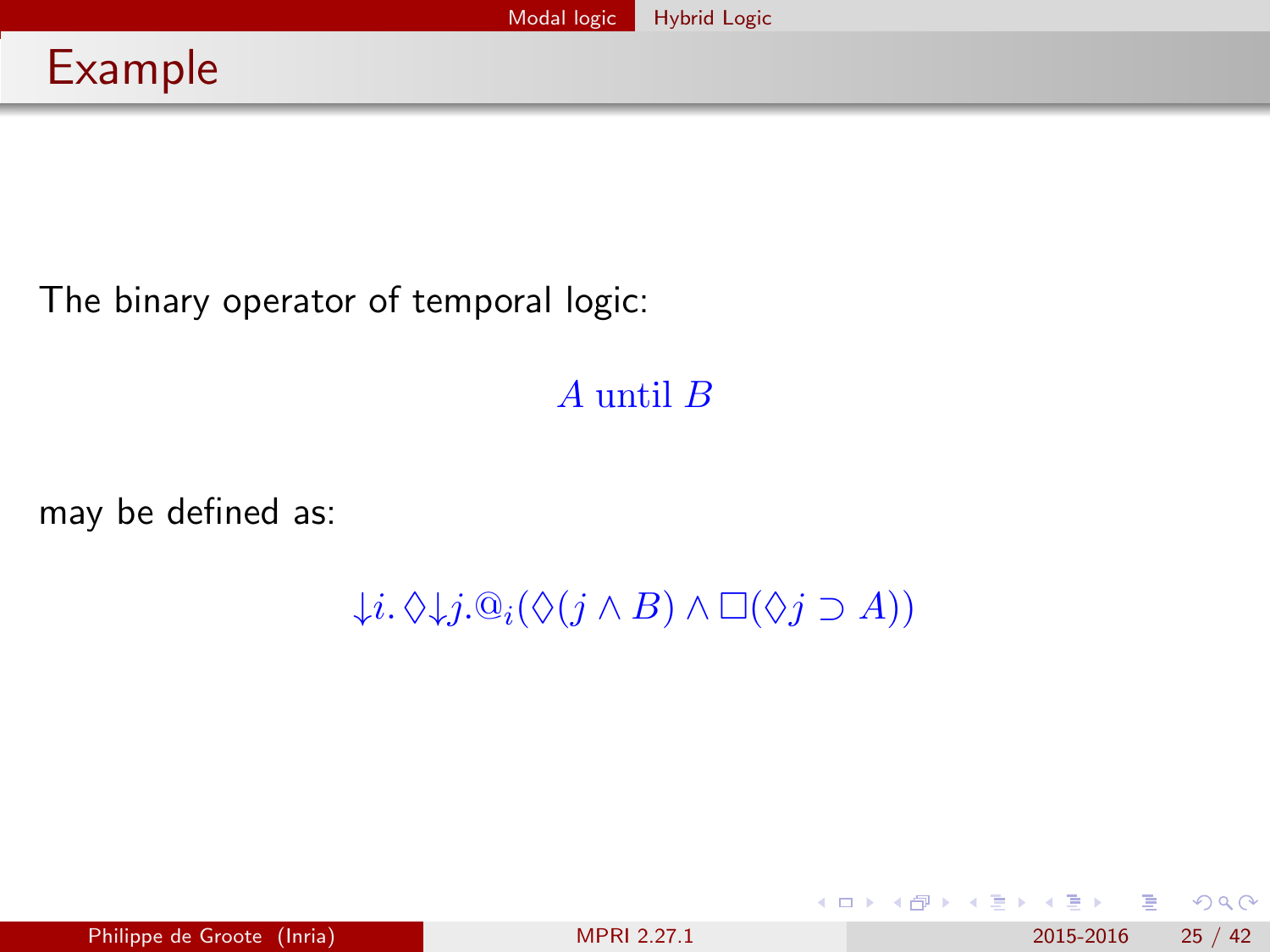# Example

The binary operator of temporal logic:

$$A \text{ until } B$$

may be defined as:

$$\downarrow i.\, \Diamond \downarrow j. @_i(\Diamond(j \wedge B) \wedge \Box(\Diamond j \supset A))$$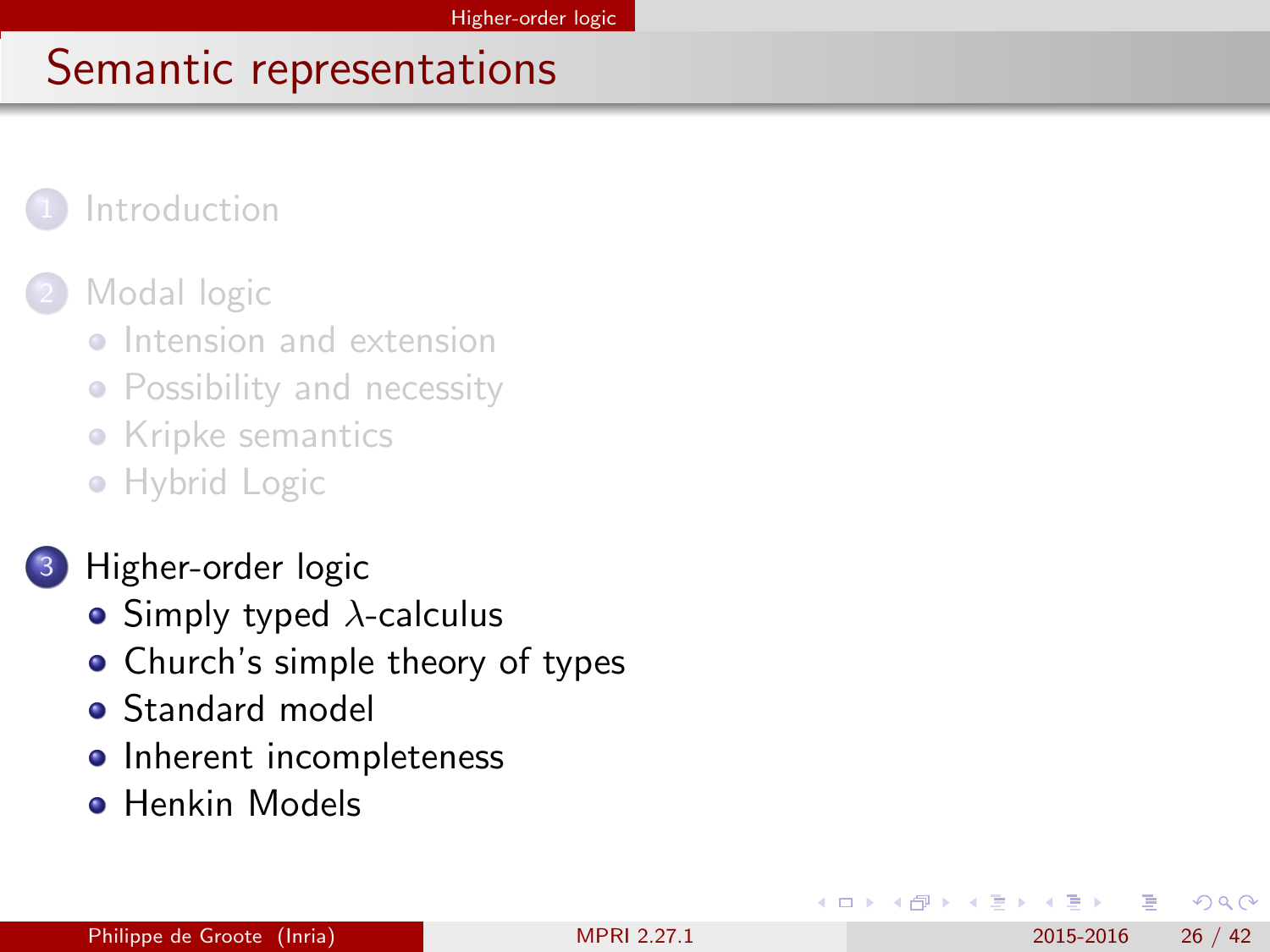# Semantic representations

1. Introduction
2. Modal logic
   - Intension and extension
   - Possibility and necessity
   - Kripke semantics
   - Hybrid Logic
3. Higher-order logic
   - Simply typed $\lambda$-calculus
   - Church's simple theory of types
   - Standard model
   - Inherent incompleteness
   - Henkin Models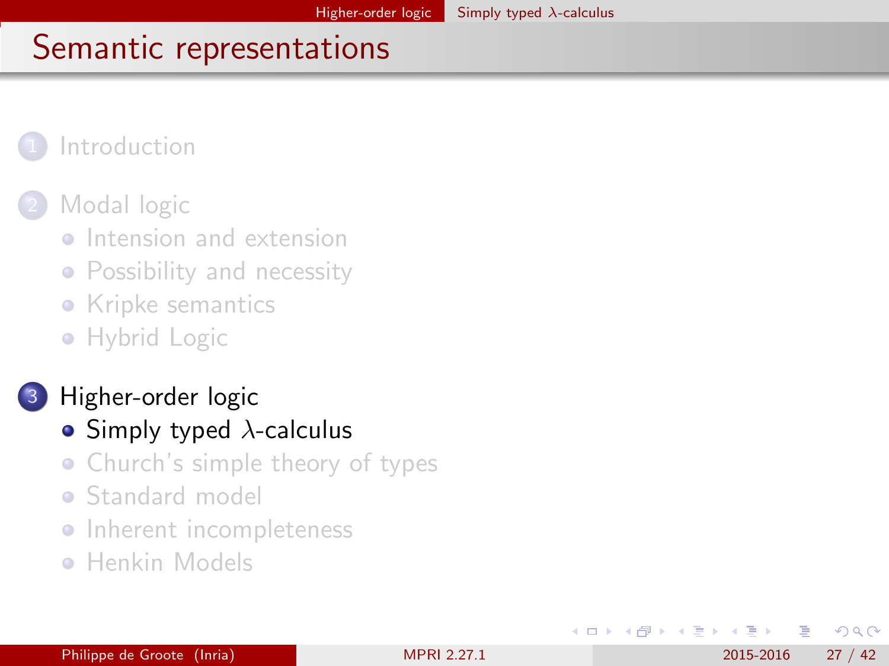# Semantic representations

1. Introduction
2. Modal logic
   - Intension and extension
   - Possibility and necessity
   - Kripke semantics
   - Hybrid Logic
3. Higher-order logic
   - Simply typed $\lambda$-calculus
   - Church's simple theory of types
   - Standard model
   - Inherent incompleteness
   - Henkin Models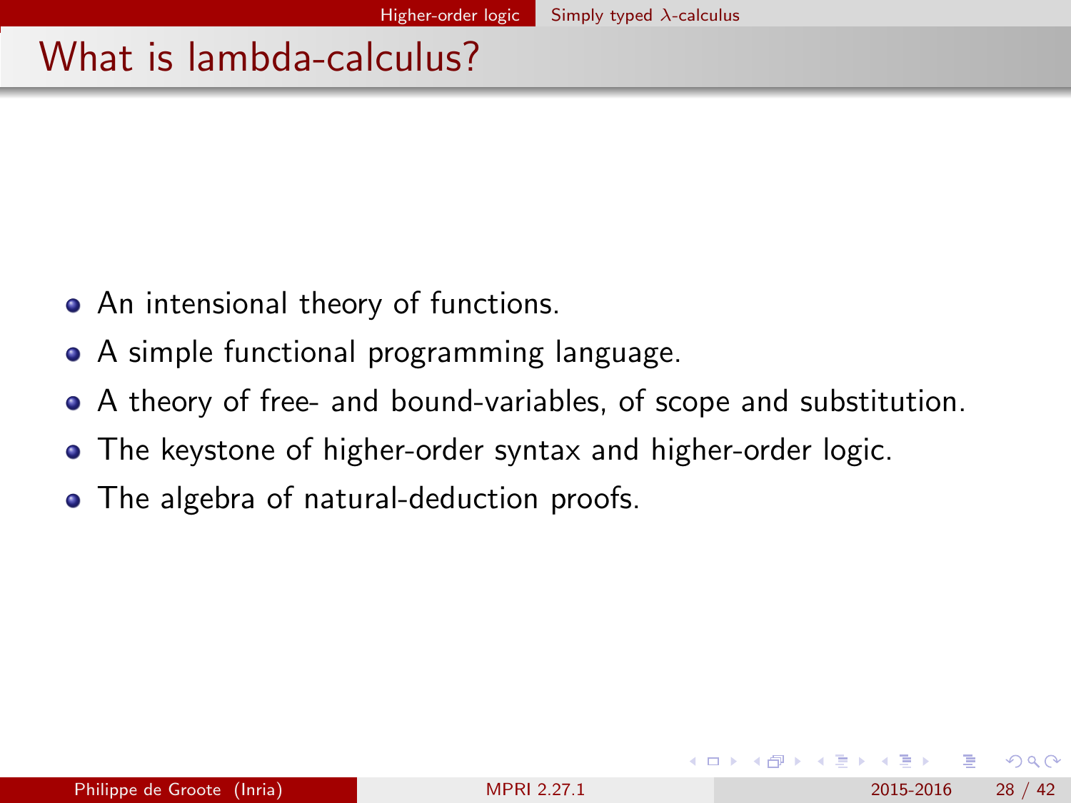# What is lambda-calculus?

- An intensional theory of functions.
- A simple functional programming language.
- A theory of free- and bound-variables, of scope and substitution.
- The keystone of higher-order syntax and higher-order logic.
- The algebra of natural-deduction proofs.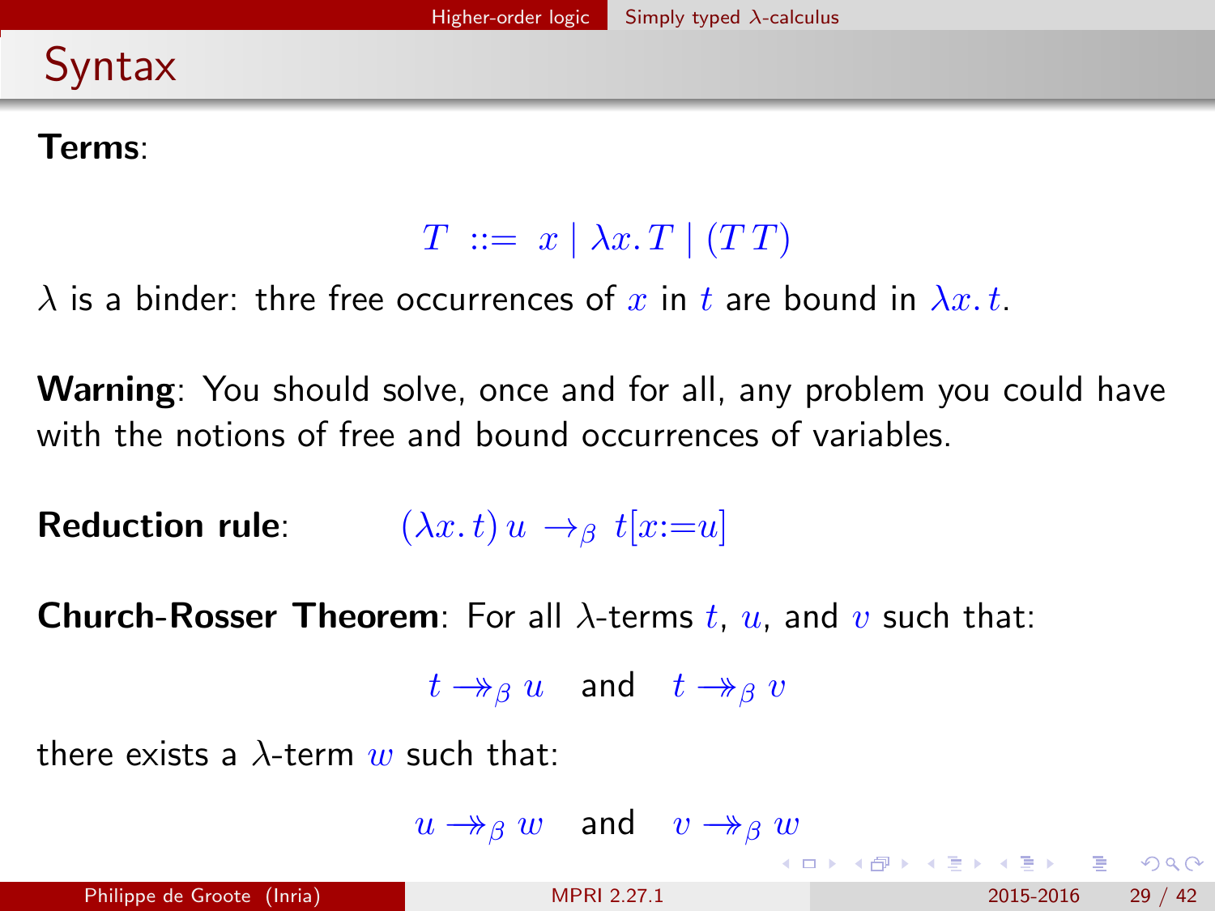## Syntax

**Terms**:

$$T \ ::= \ x \mid \lambda x.\, T \mid (T\, T)$$

$\lambda$ is a binder: thre free occurrences of $x$ in $t$ are bound in $\lambda x.\, t$.

**Warning**: You should solve, once and for all, any problem you could have with the notions of free and bound occurrences of variables.

**Reduction rule**: $(\lambda x.\, t)\, u \rightarrow_\beta t[x{:=}u]$

**Church-Rosser Theorem**: For all $\lambda$-terms $t$, $u$, and $v$ such that:

$$t \twoheadrightarrow_\beta u \quad \text{and} \quad t \twoheadrightarrow_\beta v$$

there exists a $\lambda$-term $w$ such that:

$$u \twoheadrightarrow_\beta w \quad \text{and} \quad v \twoheadrightarrow_\beta w$$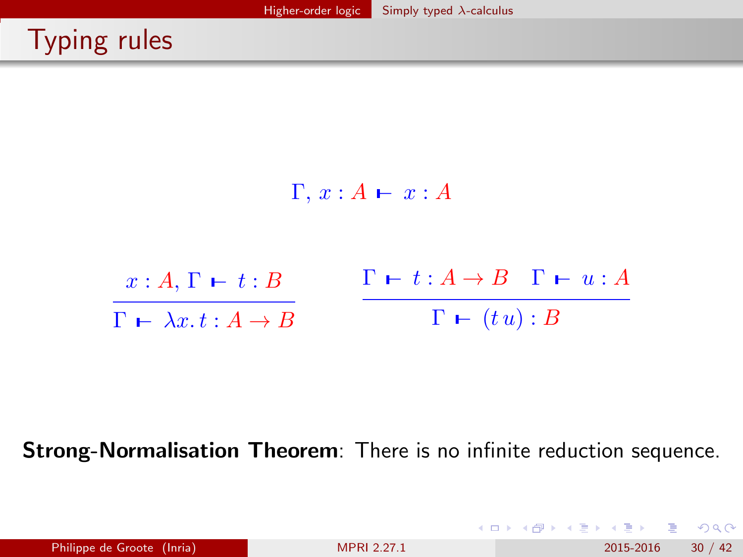# Typing rules

$$\Gamma, x : A \vdash x : A$$

$$\frac{x : A, \Gamma \vdash t : B}{\Gamma \vdash \lambda x.\, t : A \to B} \qquad \frac{\Gamma \vdash t : A \to B \quad \Gamma \vdash u : A}{\Gamma \vdash (t\, u) : B}$$

**Strong-Normalisation Theorem**: There is no infinite reduction sequence.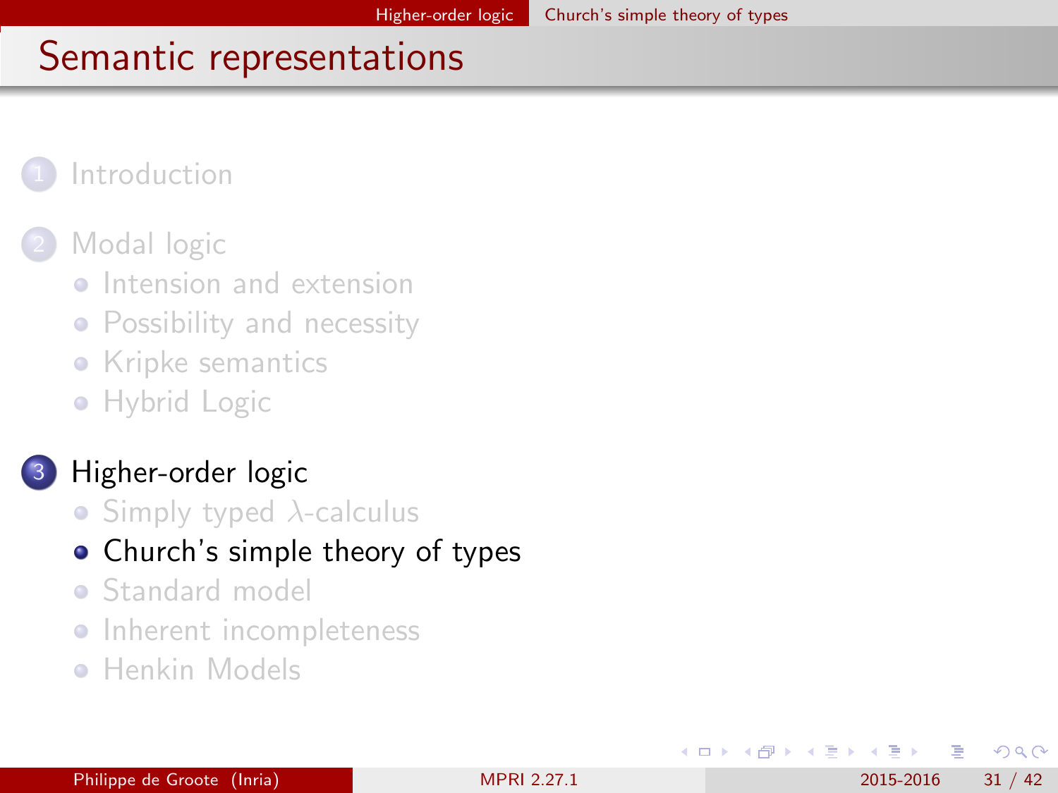# Semantic representations

1. Introduction
2. Modal logic
   - Intension and extension
   - Possibility and necessity
   - Kripke semantics
   - Hybrid Logic
3. Higher-order logic
   - Simply typed $\lambda$-calculus
   - Church's simple theory of types
   - Standard model
   - Inherent incompleteness
   - Henkin Models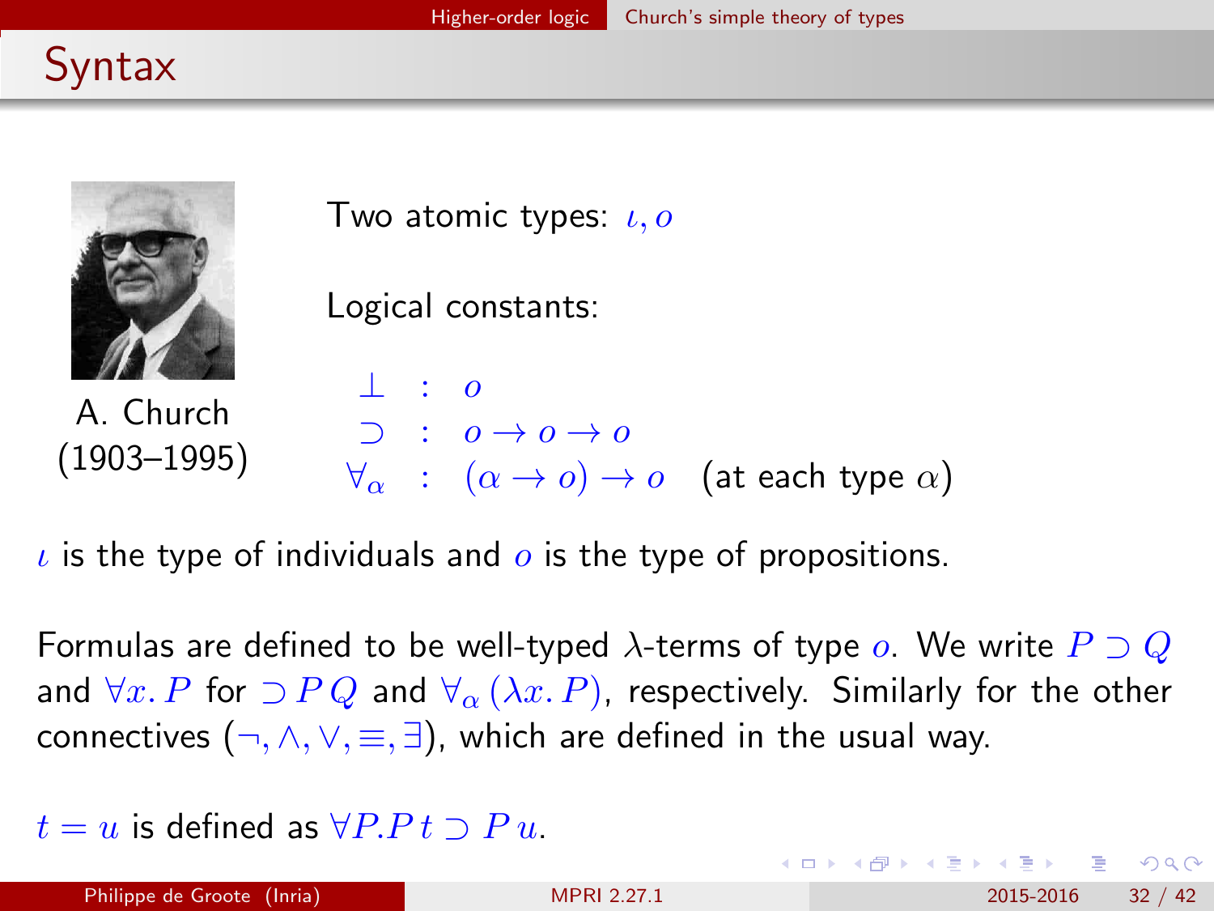## Syntax

A. Church (1903–1995)

Two atomic types: $\iota, o$

Logical constants:

$$
\begin{array}{rcl}
\bot & : & o \\
\supset & : & o \to o \to o \\
\forall_\alpha & : & (\alpha \to o) \to o \quad \text{(at each type } \alpha\text{)}
\end{array}
$$

$\iota$ is the type of individuals and $o$ is the type of propositions.

Formulas are defined to be well-typed $\lambda$-terms of type $o$. We write $P \supset Q$ and $\forall x.\, P$ for $\supset P\, Q$ and $\forall_\alpha\, (\lambda x.\, P)$, respectively. Similarly for the other connectives ($\neg, \wedge, \vee, \equiv, \exists$), which are defined in the usual way.

$t = u$ is defined as $\forall P. P\, t \supset P\, u$.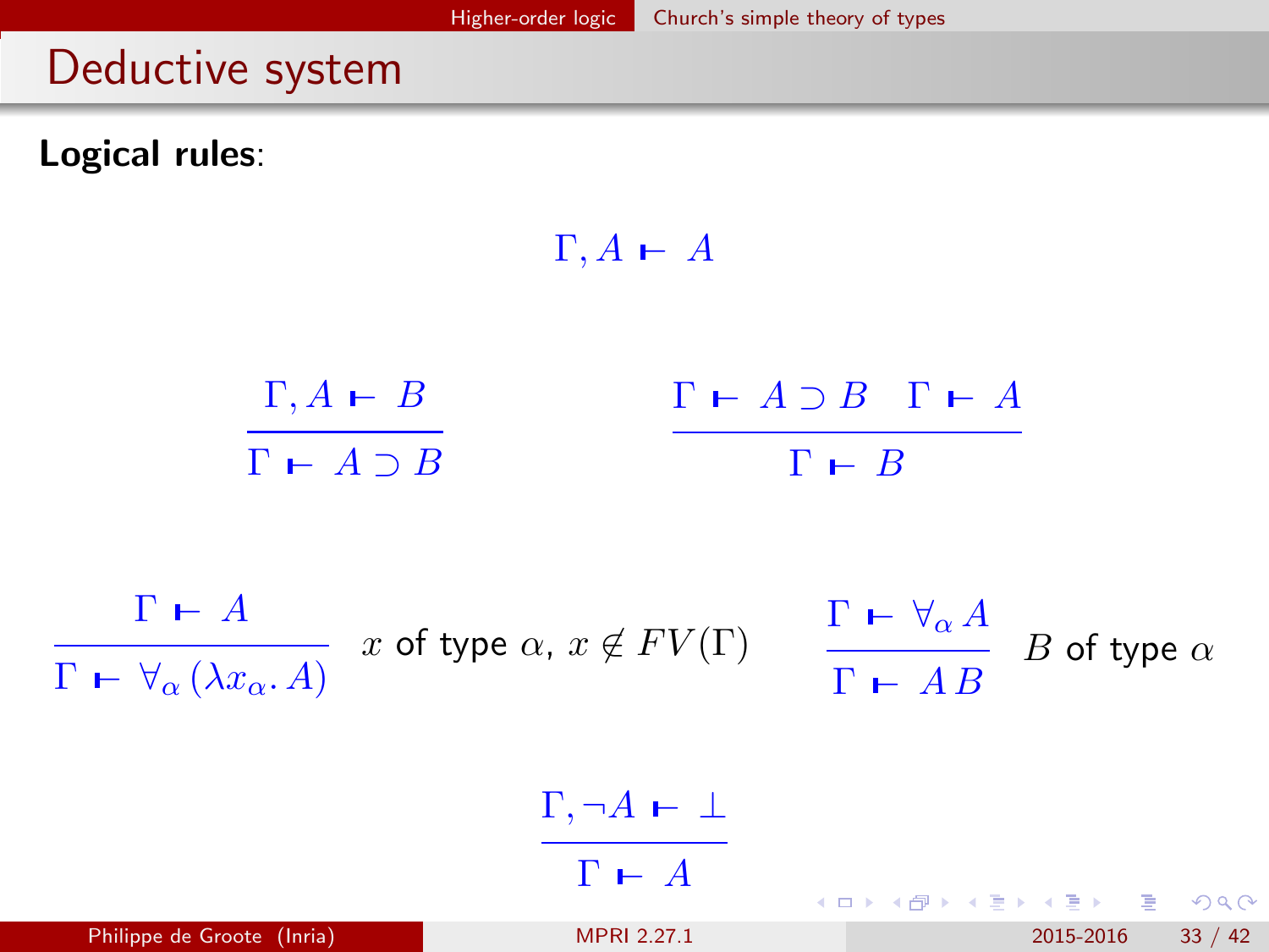## Deductive system

**Logical rules**:

$$\Gamma, A \vdash A$$

$$\frac{\Gamma, A \vdash B}{\Gamma \vdash A \supset B} \qquad \frac{\Gamma \vdash A \supset B \quad \Gamma \vdash A}{\Gamma \vdash B}$$

$$\frac{\Gamma \vdash A}{\Gamma \vdash \forall_\alpha (\lambda x_\alpha . A)} \; x \text{ of type } \alpha,\ x \notin FV(\Gamma) \qquad \frac{\Gamma \vdash \forall_\alpha A}{\Gamma \vdash A\, B} \; B \text{ of type } \alpha$$

$$\frac{\Gamma, \neg A \vdash \bot}{\Gamma \vdash A}$$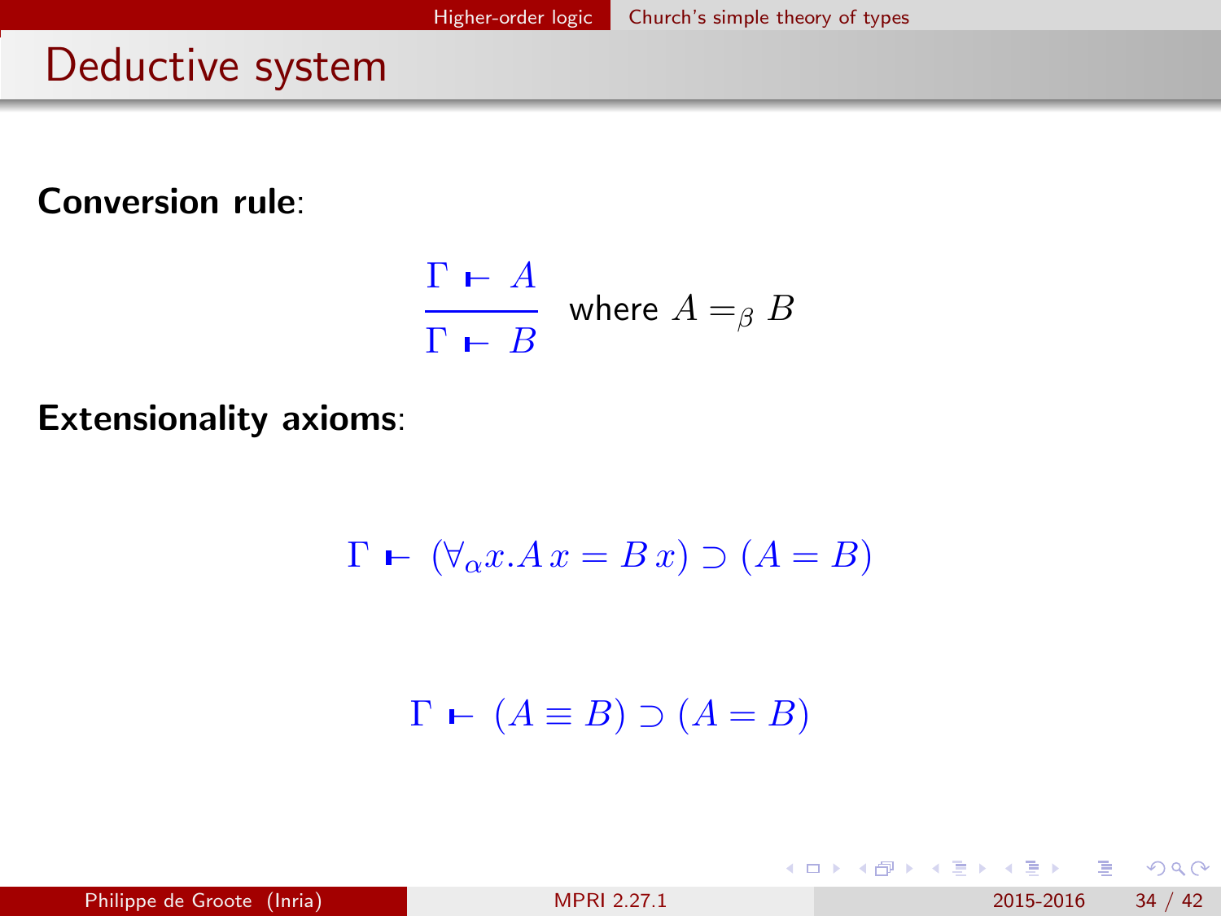# Deductive system

**Conversion rule**:

$$\frac{\Gamma \vdash A}{\Gamma \vdash B} \quad \text{where } A =_\beta B$$

**Extensionality axioms**:

$$\Gamma \vdash (\forall_\alpha x. A\, x = B\, x) \supset (A = B)$$

$$\Gamma \vdash (A \equiv B) \supset (A = B)$$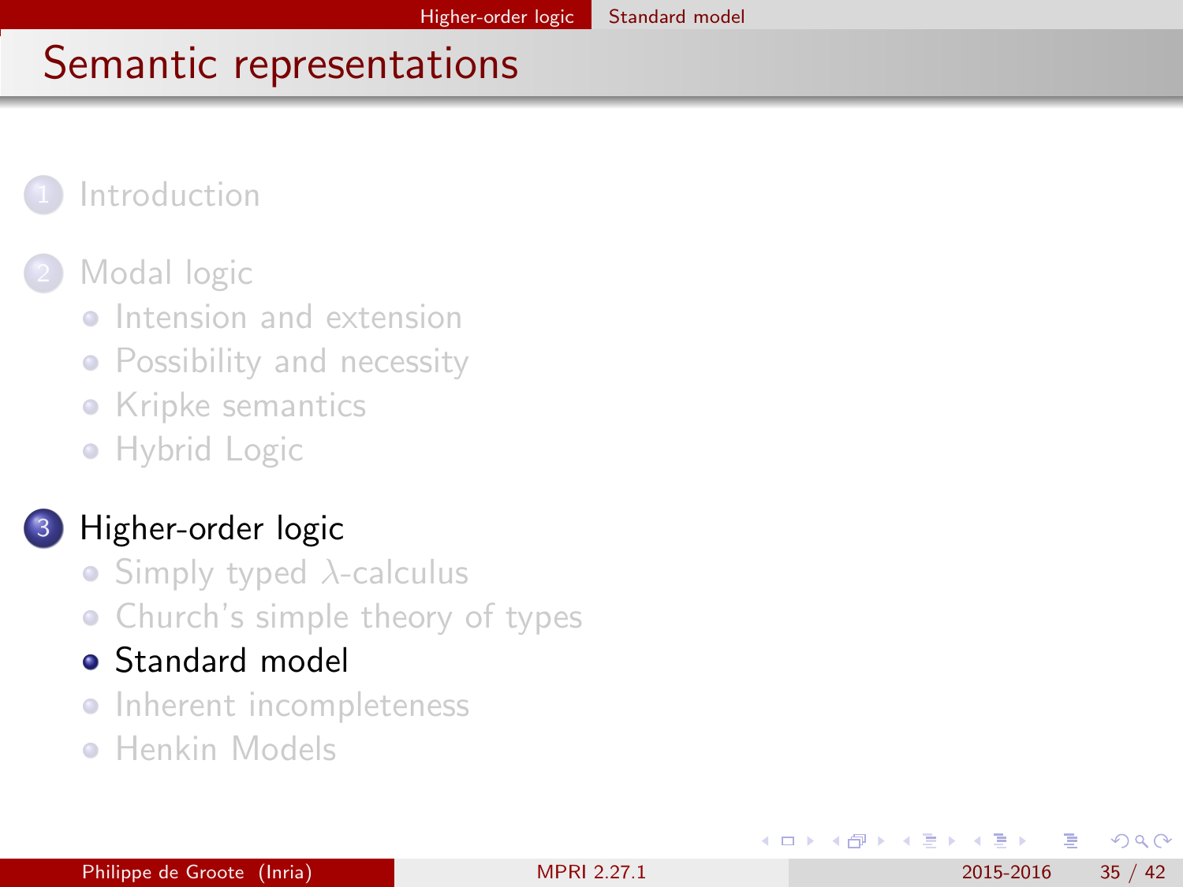# Semantic representations

1. Introduction

2. Modal logic
   - Intension and extension
   - Possibility and necessity
   - Kripke semantics
   - Hybrid Logic

3. Higher-order logic
   - Simply typed $\lambda$-calculus
   - Church's simple theory of types
   - **Standard model**
   - Inherent incompleteness
   - Henkin Models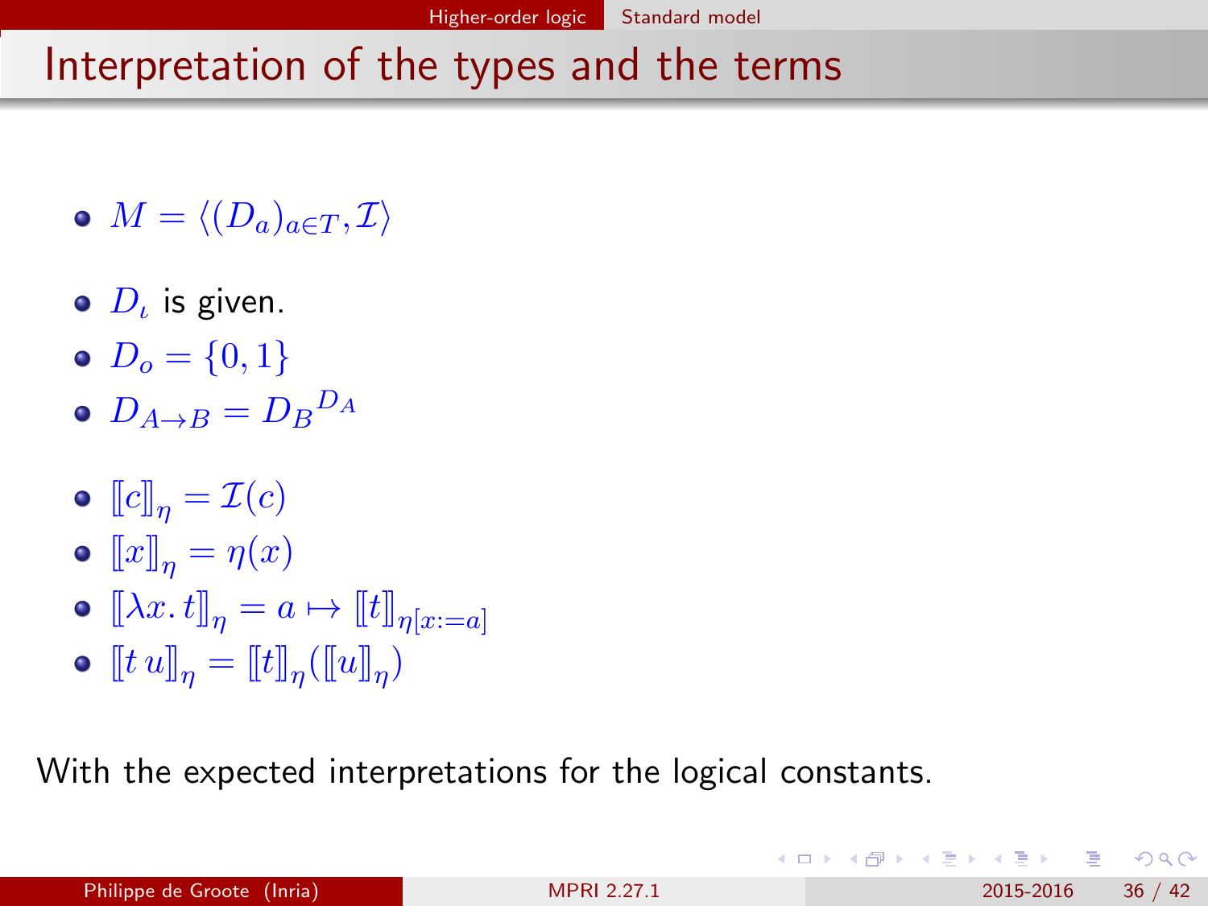# Interpretation of the types and the terms

- $M = \langle (D_a)_{a \in T}, \mathcal{I} \rangle$

- $D_\iota$ is given.
- $D_o = \{0, 1\}$
- $D_{A \to B} = {D_B}^{D_A}$

- $[\![c]\!]_\eta = \mathcal{I}(c)$
- $[\![x]\!]_\eta = \eta(x)$
- $[\![\lambda x.\, t]\!]_\eta = a \mapsto [\![t]\!]_{\eta[x:=a]}$
- $[\![t\, u]\!]_\eta = [\![t]\!]_\eta([\![u]\!]_\eta)$

With the expected interpretations for the logical constants.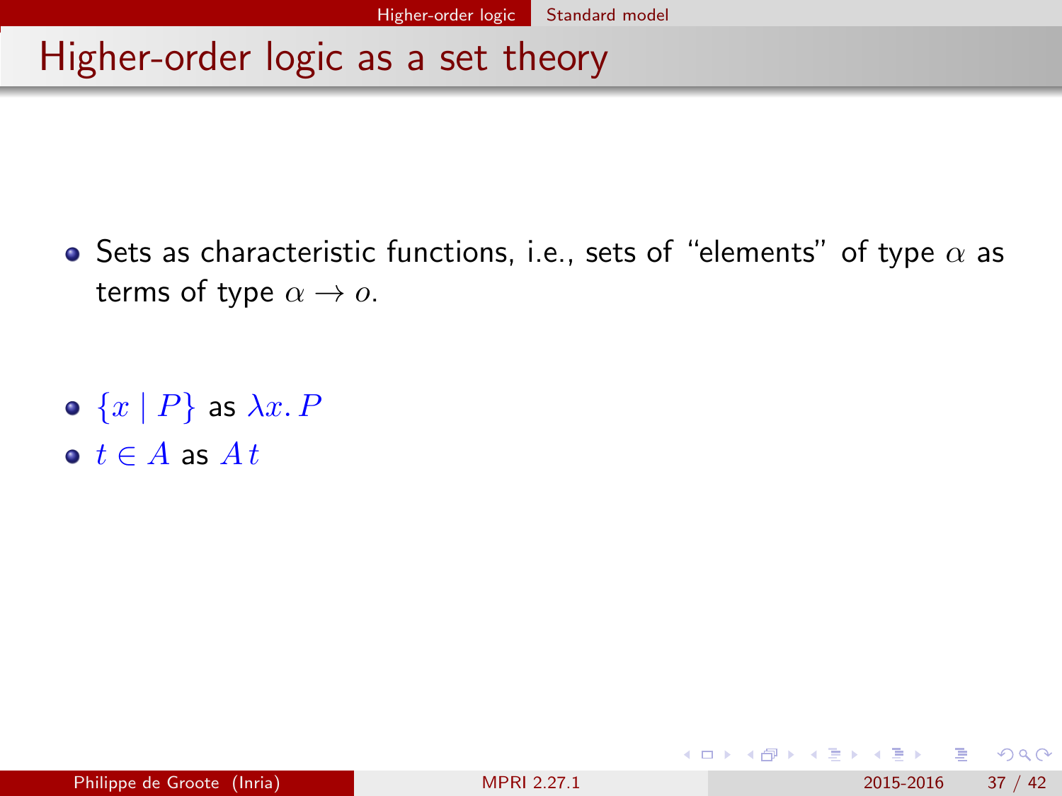# Higher-order logic as a set theory

- Sets as characteristic functions, i.e., sets of "elements" of type $\alpha$ as terms of type $\alpha \rightarrow o$.

- $\{x \mid P\}$ as $\lambda x.\, P$
- $t \in A$ as $A\, t$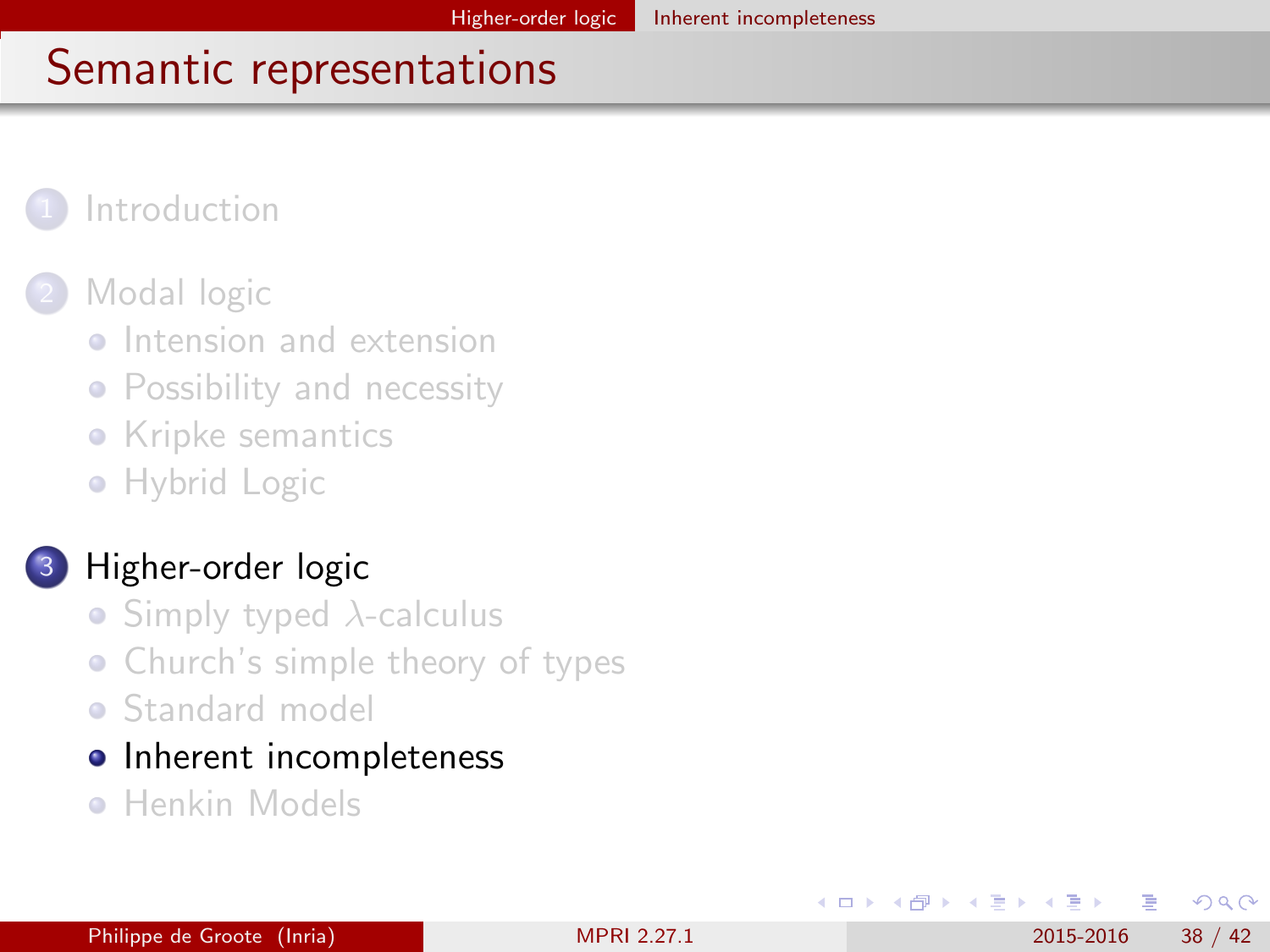# Semantic representations

1. Introduction
2. Modal logic
   - Intension and extension
   - Possibility and necessity
   - Kripke semantics
   - Hybrid Logic
3. Higher-order logic
   - Simply typed $\lambda$-calculus
   - Church's simple theory of types
   - Standard model
   - **Inherent incompleteness**
   - Henkin Models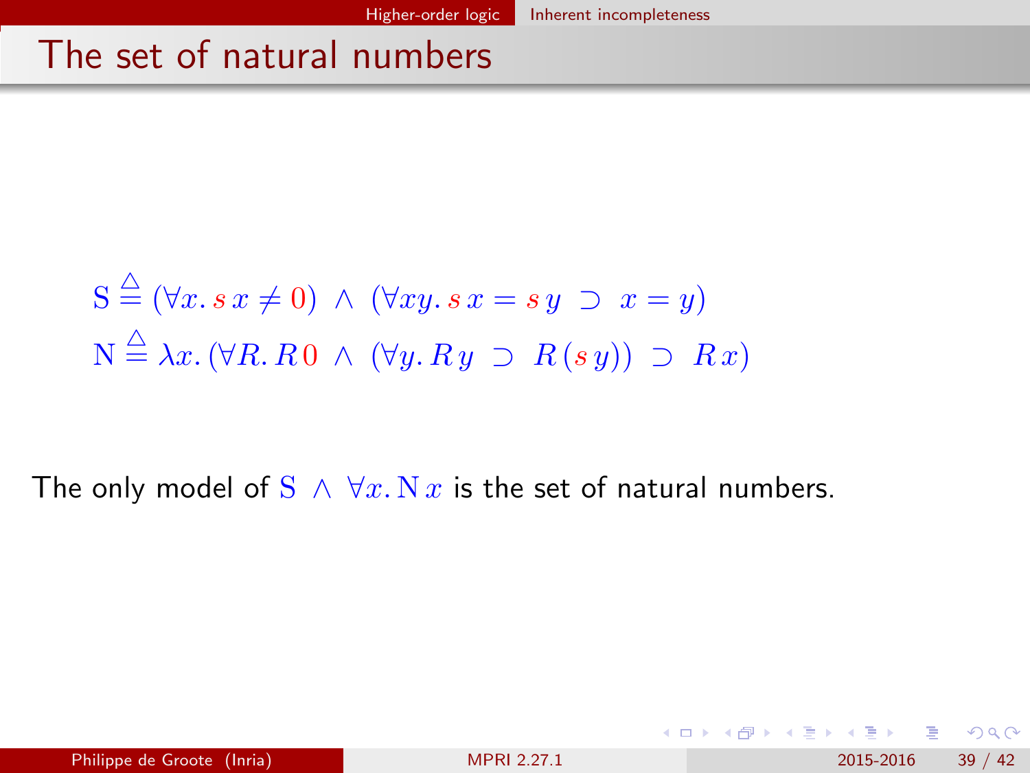# The set of natural numbers

$$\mathrm{S} \stackrel{\triangle}{=} (\forall x.\, s\, x \neq 0) \;\wedge\; (\forall xy.\, s\, x = s\, y \;\supset\; x = y)$$

$$\mathrm{N} \stackrel{\triangle}{=} \lambda x.\, (\forall R.\, R\, 0 \;\wedge\; (\forall y.\, R\, y \;\supset\; R\, (s\, y)) \;\supset\; R\, x)$$

The only model of $\mathrm{S} \;\wedge\; \forall x.\, \mathrm{N}\, x$ is the set of natural numbers.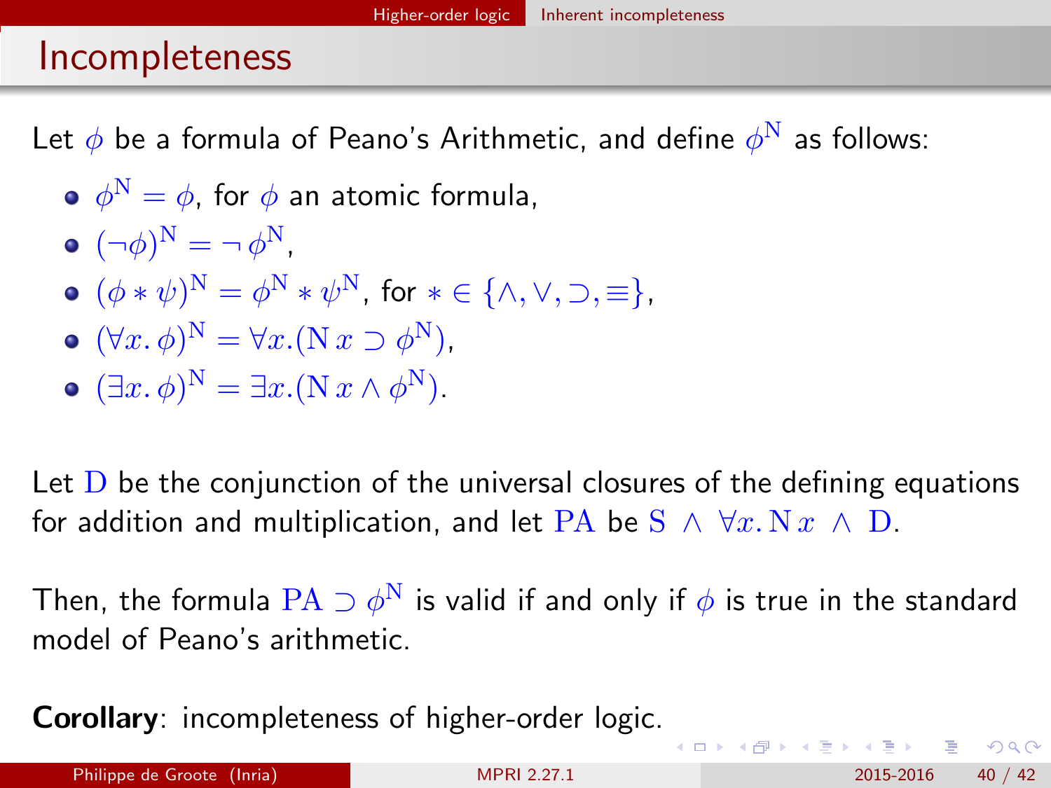# Incompleteness

Let $\phi$ be a formula of Peano's Arithmetic, and define $\phi^{\mathrm{N}}$ as follows:

- $\phi^{\mathrm{N}} = \phi$, for $\phi$ an atomic formula,
- $(\neg\phi)^{\mathrm{N}} = \neg\,\phi^{\mathrm{N}}$,
- $(\phi * \psi)^{\mathrm{N}} = \phi^{\mathrm{N}} * \psi^{\mathrm{N}}$, for $* \in \{\wedge, \vee, \supset, \equiv\}$,
- $(\forall x.\,\phi)^{\mathrm{N}} = \forall x.(\mathrm{N}\,x \supset \phi^{\mathrm{N}})$,
- $(\exists x.\,\phi)^{\mathrm{N}} = \exists x.(\mathrm{N}\,x \wedge \phi^{\mathrm{N}})$.

Let $\mathrm{D}$ be the conjunction of the universal closures of the defining equations for addition and multiplication, and let $\mathrm{PA}$ be $\mathrm{S} \;\wedge\; \forall x.\,\mathrm{N}\,x \;\wedge\; \mathrm{D}$.

Then, the formula $\mathrm{PA} \supset \phi^{\mathrm{N}}$ is valid if and only if $\phi$ is true in the standard model of Peano's arithmetic.

**Corollary**: incompleteness of higher-order logic.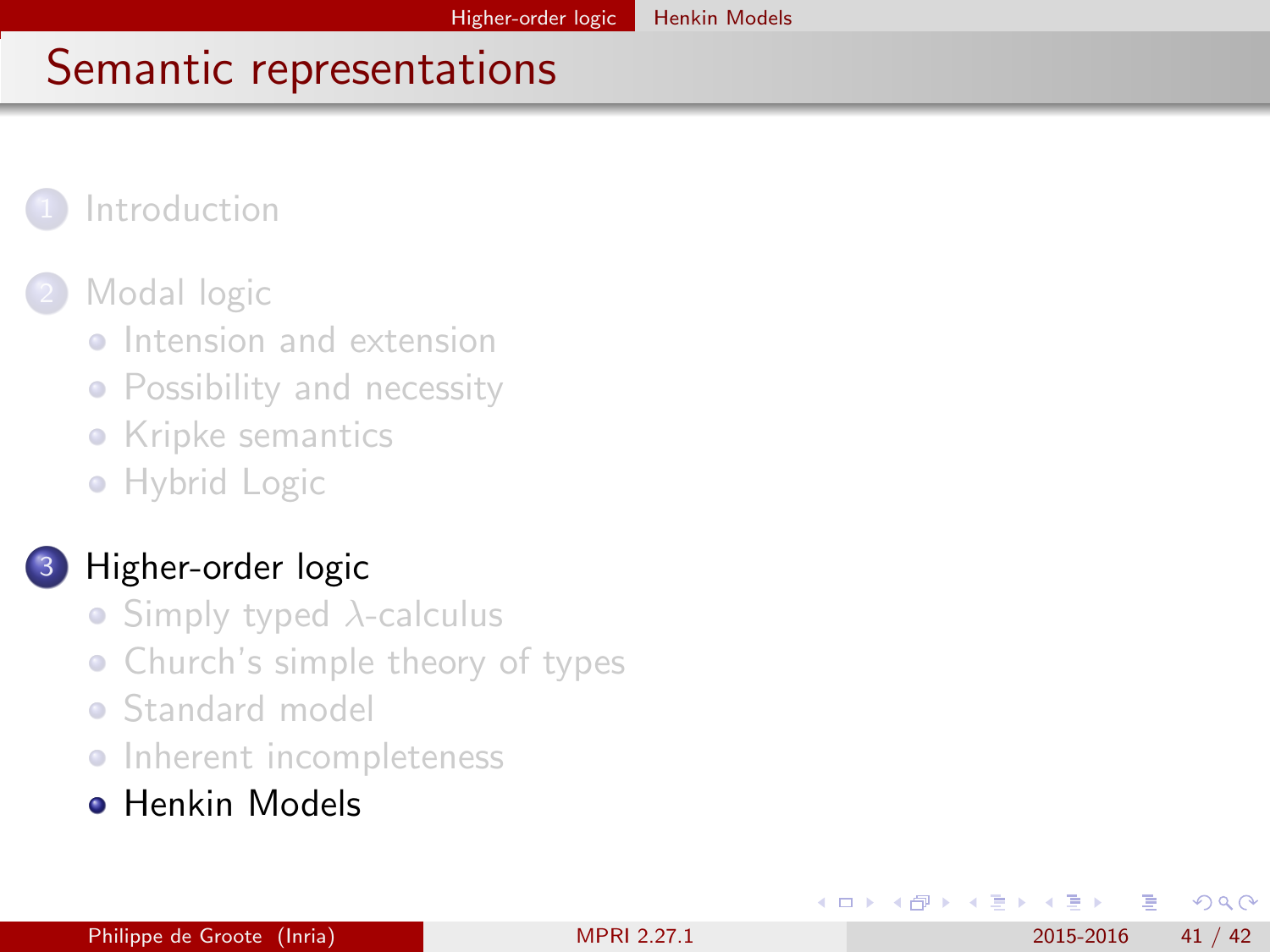# Semantic representations

1. Introduction
2. Modal logic
   - Intension and extension
   - Possibility and necessity
   - Kripke semantics
   - Hybrid Logic
3. Higher-order logic
   - Simply typed $\lambda$-calculus
   - Church's simple theory of types
   - Standard model
   - Inherent incompleteness
   - Henkin Models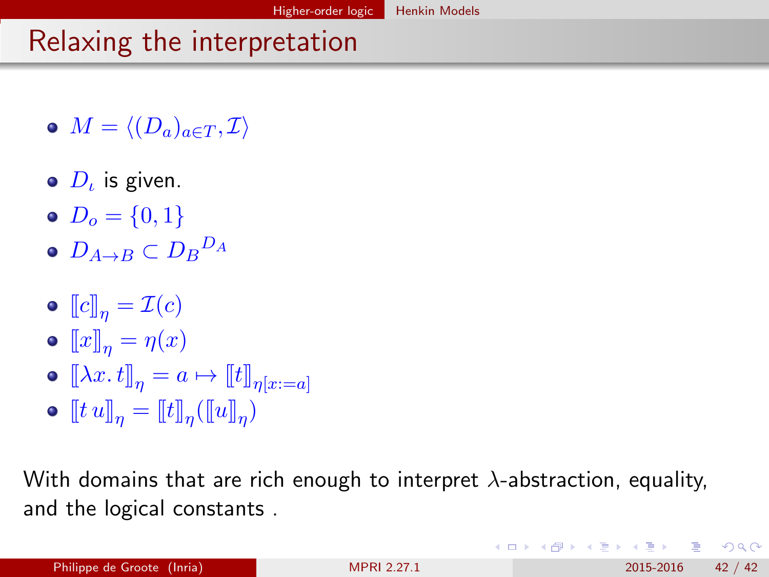# Relaxing the interpretation

- $M = \langle (D_a)_{a \in T}, \mathcal{I} \rangle$

- $D_\iota$ is given.
- $D_o = \{0, 1\}$
- $D_{A \to B} \subset {D_B}^{D_A}$

- $[\![c]\!]_\eta = \mathcal{I}(c)$
- $[\![x]\!]_\eta = \eta(x)$
- $[\![\lambda x.\, t]\!]_\eta = a \mapsto [\![t]\!]_{\eta[x:=a]}$
- $[\![t\, u]\!]_\eta = [\![t]\!]_\eta([\![u]\!]_\eta)$

With domains that are rich enough to interpret $\lambda$-abstraction, equality, and the logical constants .